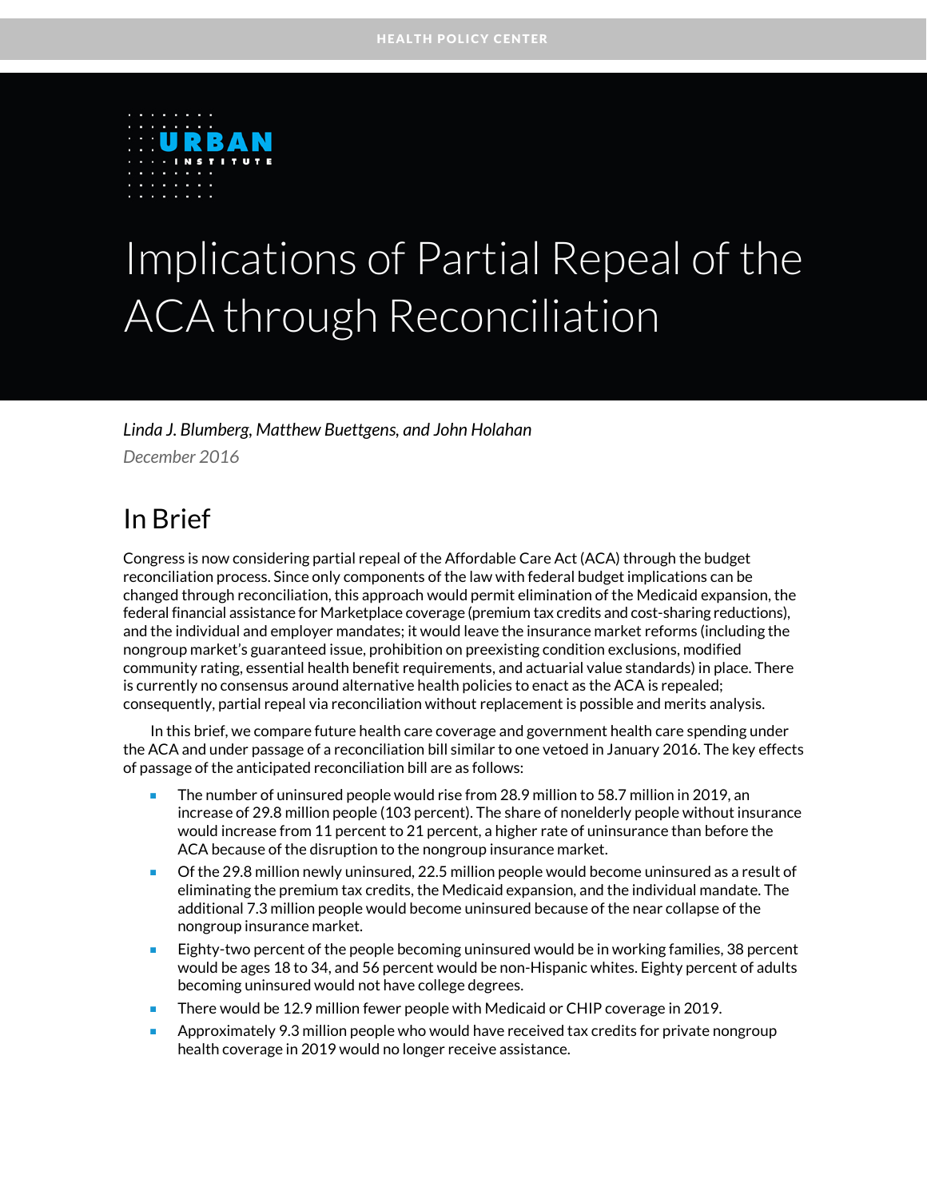HEALTH POLICY CENTER

URBAN INSTITUTE

# Implications of Partial Repeal of the ACA through Reconciliation

*Linda J. Blumberg, Matthew Buettgens, and John Holahan*

*December 2016*

## In Brief

Congress is now considering partial repeal of the Affordable Care Act (ACA) through the budget reconciliation process. Since only components of the law with federal budget implications can be changed through reconciliation, this approach would permit elimination of the Medicaid expansion, the federal financial assistance for Marketplace coverage (premium tax credits and cost-sharing reductions), and the individual and employer mandates; it would leave the insurance market reforms (including the nongroup market's guaranteed issue, prohibition on preexisting condition exclusions, modified community rating, essential health benefit requirements, and actuarial value standards) in place. There is currently no consensus around alternative health policies to enact as the ACA is repealed; consequently, partial repeal via reconciliation without replacement is possible and merits analysis.

In this brief, we compare future health care coverage and government health care spending under the ACA and under passage of a reconciliation bill similar to one vetoed in January 2016. The key effects of passage of the anticipated reconciliation bill are as follows:

- The number of uninsured people would rise from 28.9 million to 58.7 million in 2019, an increase of 29.8 million people (103 percent). The share of nonelderly people without insurance would increase from 11 percent to 21 percent, a higher rate of uninsurance than before the ACA because of the disruption to the nongroup insurance market.
- Of the 29.8 million newly uninsured, 22.5 million people would become uninsured as a result of eliminating the premium tax credits, the Medicaid expansion, and the individual mandate. The additional 7.3 million people would become uninsured because of the near collapse of the nongroup insurance market.
- Eighty-two percent of the people becoming uninsured would be in working families, 38 percent would be ages 18 to 34, and 56 percent would be non-Hispanic whites. Eighty percent of adults becoming uninsured would not have college degrees.
- There would be 12.9 million fewer people with Medicaid or CHIP coverage in 2019.
- Approximately 9.3 million people who would have received tax credits for private nongroup health coverage in 2019 would no longer receive assistance.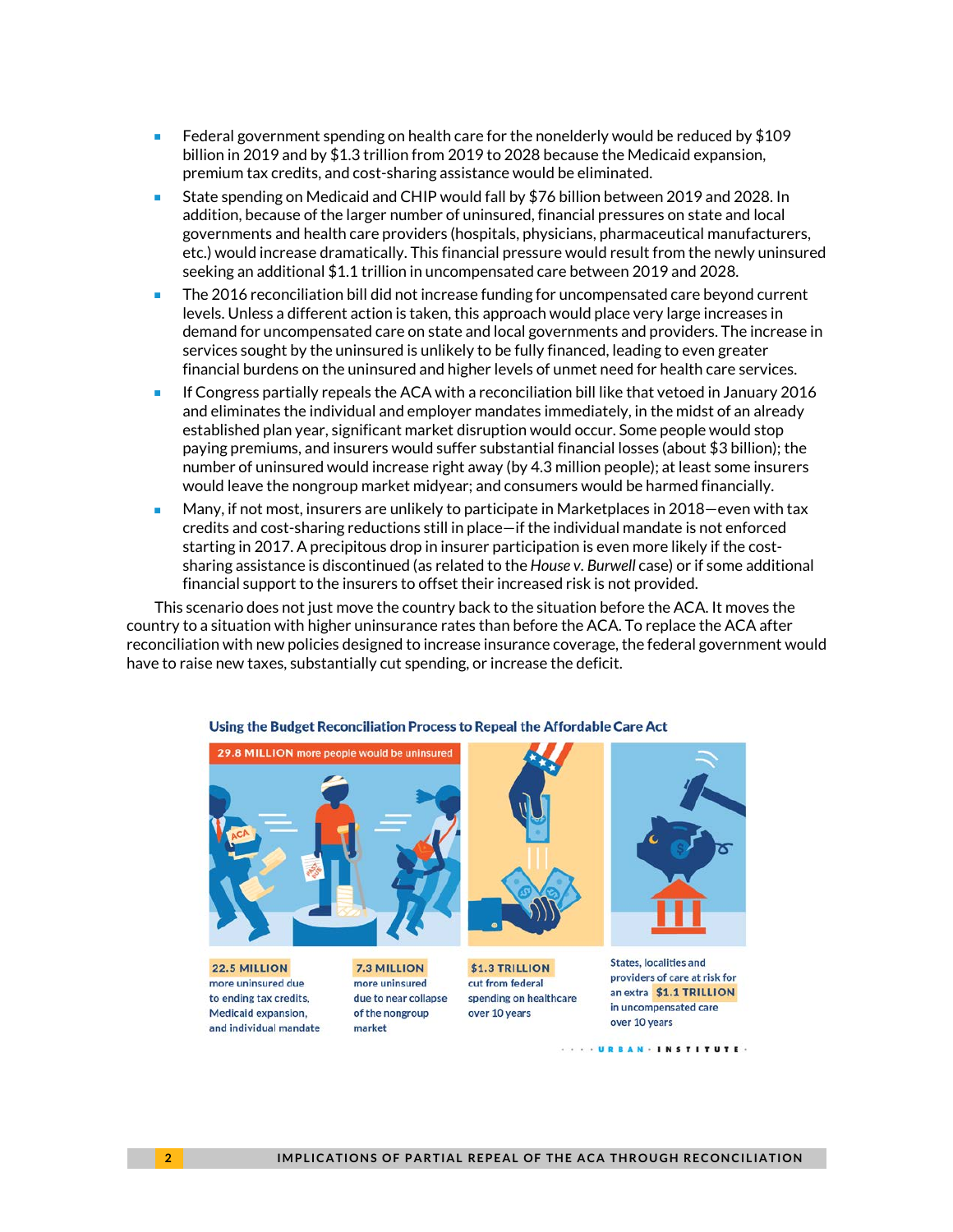- Federal government spending on health care for the nonelderly would be reduced by $109 billion in 2019 and by $1.3 trillion from 2019 to 2028 because the Medicaid expansion, premium tax credits, and cost-sharing assistance would be eliminated.
- State spending on Medicaid and CHIP would fall by $76 billion between 2019 and 2028. In addition, because of the larger number of uninsured, financial pressures on state and local governments and health care providers (hospitals, physicians, pharmaceutical manufacturers, etc.) would increase dramatically. This financial pressure would result from the newly uninsured seeking an additional $1.1 trillion in uncompensated care between 2019 and 2028.
- The 2016 reconciliation bill did not increase funding for uncompensated care beyond current levels. Unless a different action is taken, this approach would place very large increases in demand for uncompensated care on state and local governments and providers. The increase in services sought by the uninsured is unlikely to be fully financed, leading to even greater financial burdens on the uninsured and higher levels of unmet need for health care services.
- If Congress partially repeals the ACA with a reconciliation bill like that vetoed in January 2016 and eliminates the individual and employer mandates immediately, in the midst of an already established plan year, significant market disruption would occur. Some people would stop paying premiums, and insurers would suffer substantial financial losses (about $3 billion); the number of uninsured would increase right away (by 4.3 million people); at least some insurers would leave the nongroup market midyear; and consumers would be harmed financially.
- Many, if not most, insurers are unlikely to participate in Marketplaces in 2018—even with tax credits and cost-sharing reductions still in place—if the individual mandate is not enforced starting in 2017. A precipitous drop in insurer participation is even more likely if the cost-sharing assistance is discontinued (as related to the *House v. Burwell* case) or if some additional financial support to the insurers to offset their increased risk is not provided.

This scenario does not just move the country back to the situation before the ACA. It moves the country to a situation with higher uninsurance rates than before the ACA. To replace the ACA after reconciliation with new policies designed to increase insurance coverage, the federal government would have to raise new taxes, substantially cut spending, or increase the deficit.

**Using the Budget Reconciliation Process to Repeal the Affordable Care Act**

**29.8 MILLION** more people would be uninsured

**22.5 MILLION** more uninsured due to ending tax credits, Medicaid expansion, and individual mandate

**7.3 MILLION** more uninsured due to near collapse of the nongroup market

**$1.3 TRILLION** cut from federal spending on healthcare over 10 years

States, localities and providers of care at risk for an extra **$1.1 TRILLION** in uncompensated care over 10 years

URBAN INSTITUTE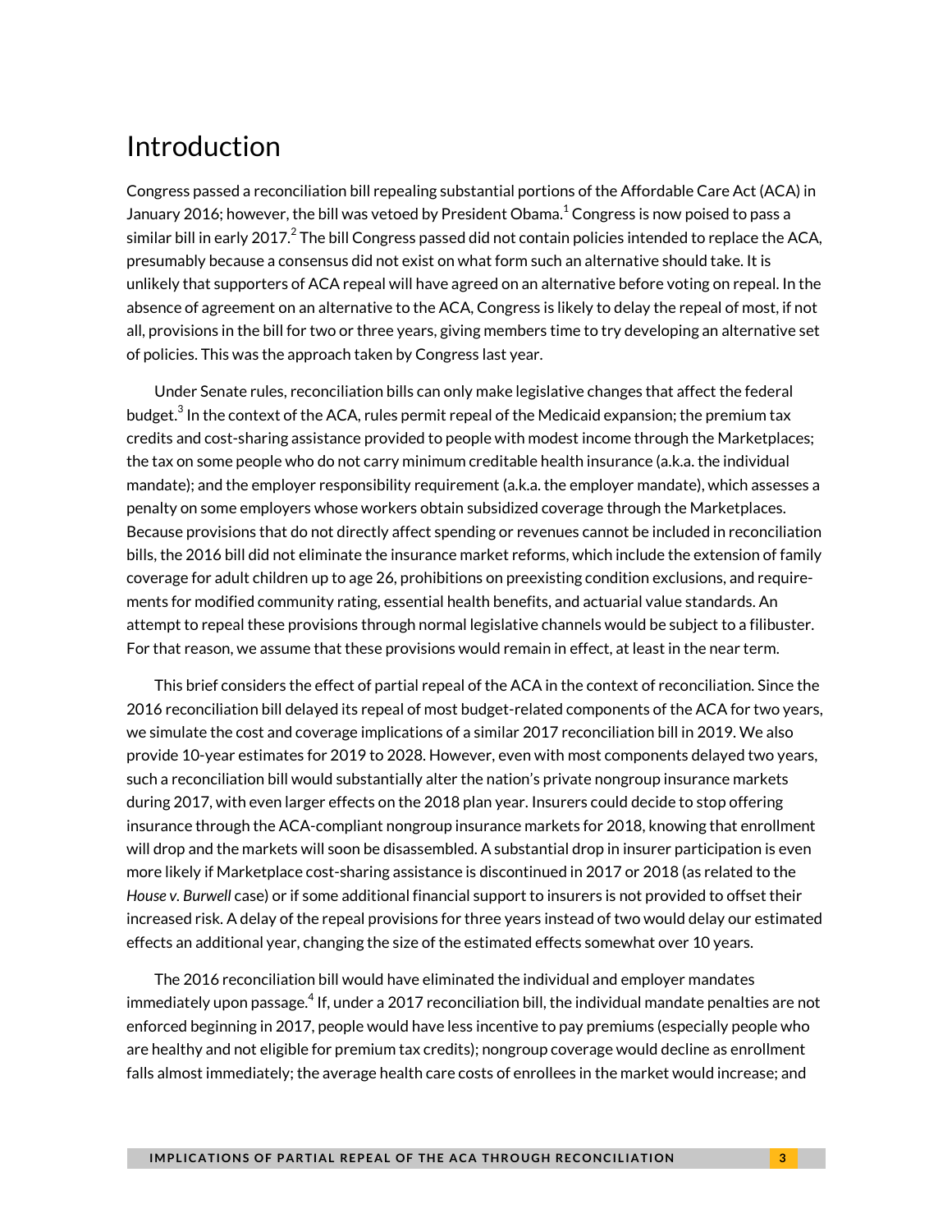# Introduction

Congress passed a reconciliation bill repealing substantial portions of the Affordable Care Act (ACA) in January 2016; however, the bill was vetoed by President Obama.[1] Congress is now poised to pass a similar bill in early 2017.[2] The bill Congress passed did not contain policies intended to replace the ACA, presumably because a consensus did not exist on what form such an alternative should take. It is unlikely that supporters of ACA repeal will have agreed on an alternative before voting on repeal. In the absence of agreement on an alternative to the ACA, Congress is likely to delay the repeal of most, if not all, provisions in the bill for two or three years, giving members time to try developing an alternative set of policies. This was the approach taken by Congress last year.

Under Senate rules, reconciliation bills can only make legislative changes that affect the federal budget.[3] In the context of the ACA, rules permit repeal of the Medicaid expansion; the premium tax credits and cost-sharing assistance provided to people with modest income through the Marketplaces; the tax on some people who do not carry minimum creditable health insurance (a.k.a. the individual mandate); and the employer responsibility requirement (a.k.a. the employer mandate), which assesses a penalty on some employers whose workers obtain subsidized coverage through the Marketplaces. Because provisions that do not directly affect spending or revenues cannot be included in reconciliation bills, the 2016 bill did not eliminate the insurance market reforms, which include the extension of family coverage for adult children up to age 26, prohibitions on preexisting condition exclusions, and requirements for modified community rating, essential health benefits, and actuarial value standards. An attempt to repeal these provisions through normal legislative channels would be subject to a filibuster. For that reason, we assume that these provisions would remain in effect, at least in the near term.

This brief considers the effect of partial repeal of the ACA in the context of reconciliation. Since the 2016 reconciliation bill delayed its repeal of most budget-related components of the ACA for two years, we simulate the cost and coverage implications of a similar 2017 reconciliation bill in 2019. We also provide 10-year estimates for 2019 to 2028. However, even with most components delayed two years, such a reconciliation bill would substantially alter the nation's private nongroup insurance markets during 2017, with even larger effects on the 2018 plan year. Insurers could decide to stop offering insurance through the ACA-compliant nongroup insurance markets for 2018, knowing that enrollment will drop and the markets will soon be disassembled. A substantial drop in insurer participation is even more likely if Marketplace cost-sharing assistance is discontinued in 2017 or 2018 (as related to the *House v. Burwell* case) or if some additional financial support to insurers is not provided to offset their increased risk. A delay of the repeal provisions for three years instead of two would delay our estimated effects an additional year, changing the size of the estimated effects somewhat over 10 years.

The 2016 reconciliation bill would have eliminated the individual and employer mandates immediately upon passage.[4] If, under a 2017 reconciliation bill, the individual mandate penalties are not enforced beginning in 2017, people would have less incentive to pay premiums (especially people who are healthy and not eligible for premium tax credits); nongroup coverage would decline as enrollment falls almost immediately; the average health care costs of enrollees in the market would increase; and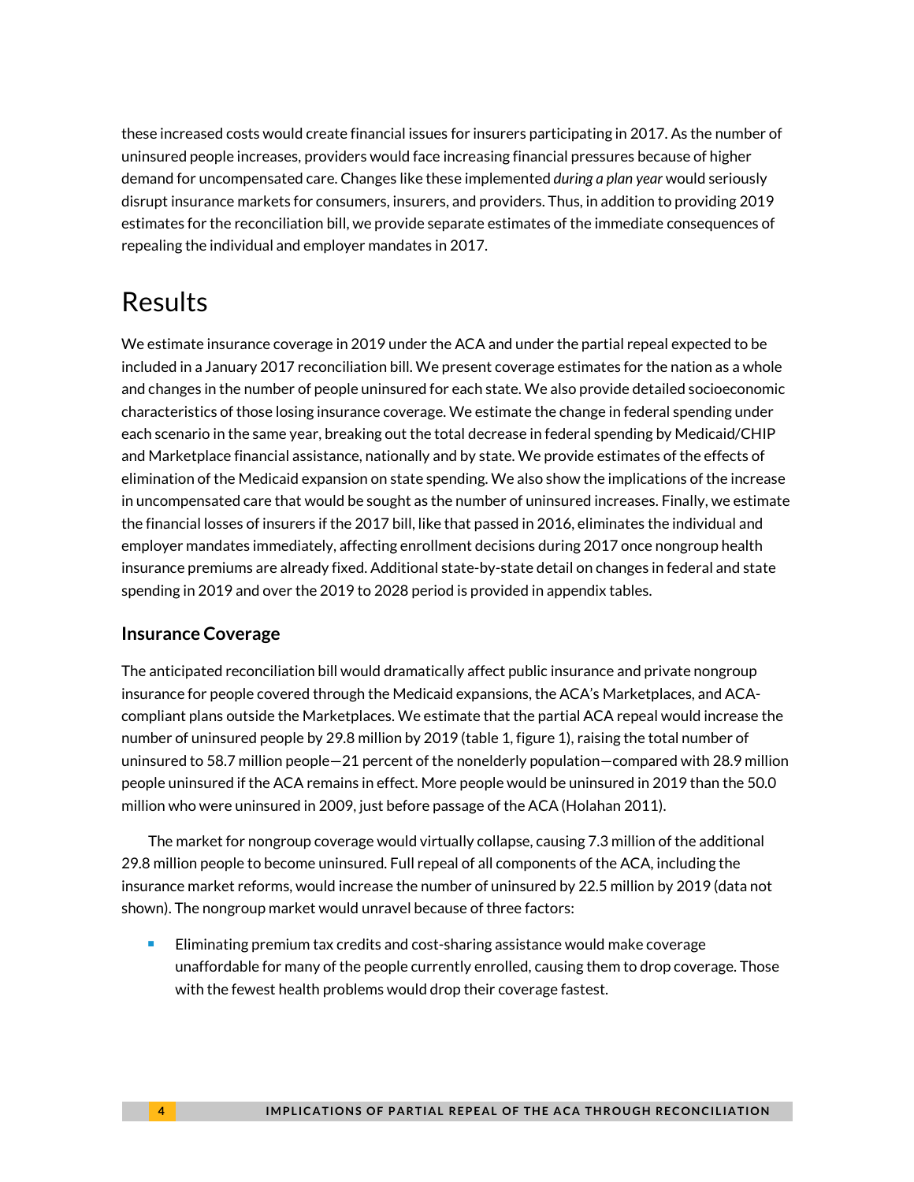these increased costs would create financial issues for insurers participating in 2017. As the number of uninsured people increases, providers would face increasing financial pressures because of higher demand for uncompensated care. Changes like these implemented *during a plan year* would seriously disrupt insurance markets for consumers, insurers, and providers. Thus, in addition to providing 2019 estimates for the reconciliation bill, we provide separate estimates of the immediate consequences of repealing the individual and employer mandates in 2017.

# Results

We estimate insurance coverage in 2019 under the ACA and under the partial repeal expected to be included in a January 2017 reconciliation bill. We present coverage estimates for the nation as a whole and changes in the number of people uninsured for each state. We also provide detailed socioeconomic characteristics of those losing insurance coverage. We estimate the change in federal spending under each scenario in the same year, breaking out the total decrease in federal spending by Medicaid/CHIP and Marketplace financial assistance, nationally and by state. We provide estimates of the effects of elimination of the Medicaid expansion on state spending. We also show the implications of the increase in uncompensated care that would be sought as the number of uninsured increases. Finally, we estimate the financial losses of insurers if the 2017 bill, like that passed in 2016, eliminates the individual and employer mandates immediately, affecting enrollment decisions during 2017 once nongroup health insurance premiums are already fixed. Additional state-by-state detail on changes in federal and state spending in 2019 and over the 2019 to 2028 period is provided in appendix tables.

## Insurance Coverage

The anticipated reconciliation bill would dramatically affect public insurance and private nongroup insurance for people covered through the Medicaid expansions, the ACA's Marketplaces, and ACA-compliant plans outside the Marketplaces. We estimate that the partial ACA repeal would increase the number of uninsured people by 29.8 million by 2019 (table 1, figure 1), raising the total number of uninsured to 58.7 million people—21 percent of the nonelderly population—compared with 28.9 million people uninsured if the ACA remains in effect. More people would be uninsured in 2019 than the 50.0 million who were uninsured in 2009, just before passage of the ACA (Holahan 2011).

The market for nongroup coverage would virtually collapse, causing 7.3 million of the additional 29.8 million people to become uninsured. Full repeal of all components of the ACA, including the insurance market reforms, would increase the number of uninsured by 22.5 million by 2019 (data not shown). The nongroup market would unravel because of three factors:

- Eliminating premium tax credits and cost-sharing assistance would make coverage unaffordable for many of the people currently enrolled, causing them to drop coverage. Those with the fewest health problems would drop their coverage fastest.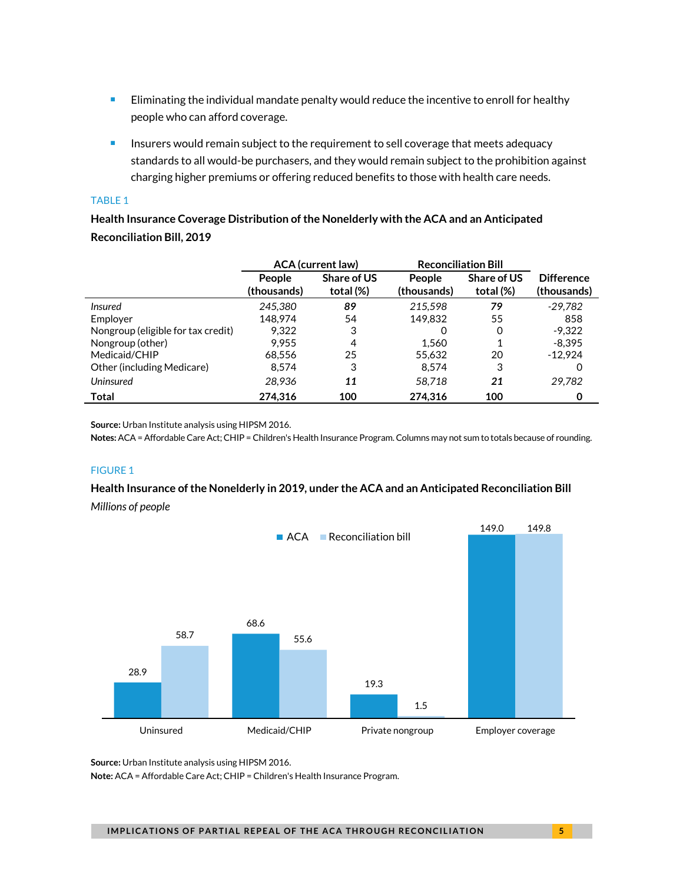- Eliminating the individual mandate penalty would reduce the incentive to enroll for healthy people who can afford coverage.
- Insurers would remain subject to the requirement to sell coverage that meets adequacy standards to all would-be purchasers, and they would remain subject to the prohibition against charging higher premiums or offering reduced benefits to those with health care needs.

TABLE 1

**Health Insurance Coverage Distribution of the Nonelderly with the ACA and an Anticipated Reconciliation Bill, 2019**

| | ACA (current law) | | Reconciliation Bill | | |
|---|---|---|---|---|---|
| | People (thousands) | Share of US total (%) | People (thousands) | Share of US total (%) | Difference (thousands) |
| *Insured* | *245,380* | ***89*** | *215,598* | ***79*** | *-29,782* |
| Employer | 148,974 | 54 | 149,832 | 55 | 858 |
| Nongroup (eligible for tax credit) | 9,322 | 3 | 0 | 0 | -9,322 |
| Nongroup (other) | 9,955 | 4 | 1,560 | 1 | -8,395 |
| Medicaid/CHIP | 68,556 | 25 | 55,632 | 20 | -12,924 |
| Other (including Medicare) | 8,574 | 3 | 8,574 | 3 | 0 |
| *Uninsured* | *28,936* | ***11*** | *58,718* | ***21*** | *29,782* |
| **Total** | **274,316** | **100** | **274,316** | **100** | **0** |

**Source:** Urban Institute analysis using HIPSM 2016.
**Notes:** ACA = Affordable Care Act; CHIP = Children's Health Insurance Program. Columns may not sum to totals because of rounding.

FIGURE 1

**Health Insurance of the Nonelderly in 2019, under the ACA and an Anticipated Reconciliation Bill**

*Millions of people*

| | ACA | Reconciliation bill |
|---|---|---|
| Uninsured | 28.9 | 58.7 |
| Medicaid/CHIP | 68.6 | 55.6 |
| Private nongroup | 19.3 | 1.5 |
| Employer coverage | 149.0 | 149.8 |

**Source:** Urban Institute analysis using HIPSM 2016.
**Note:** ACA = Affordable Care Act; CHIP = Children's Health Insurance Program.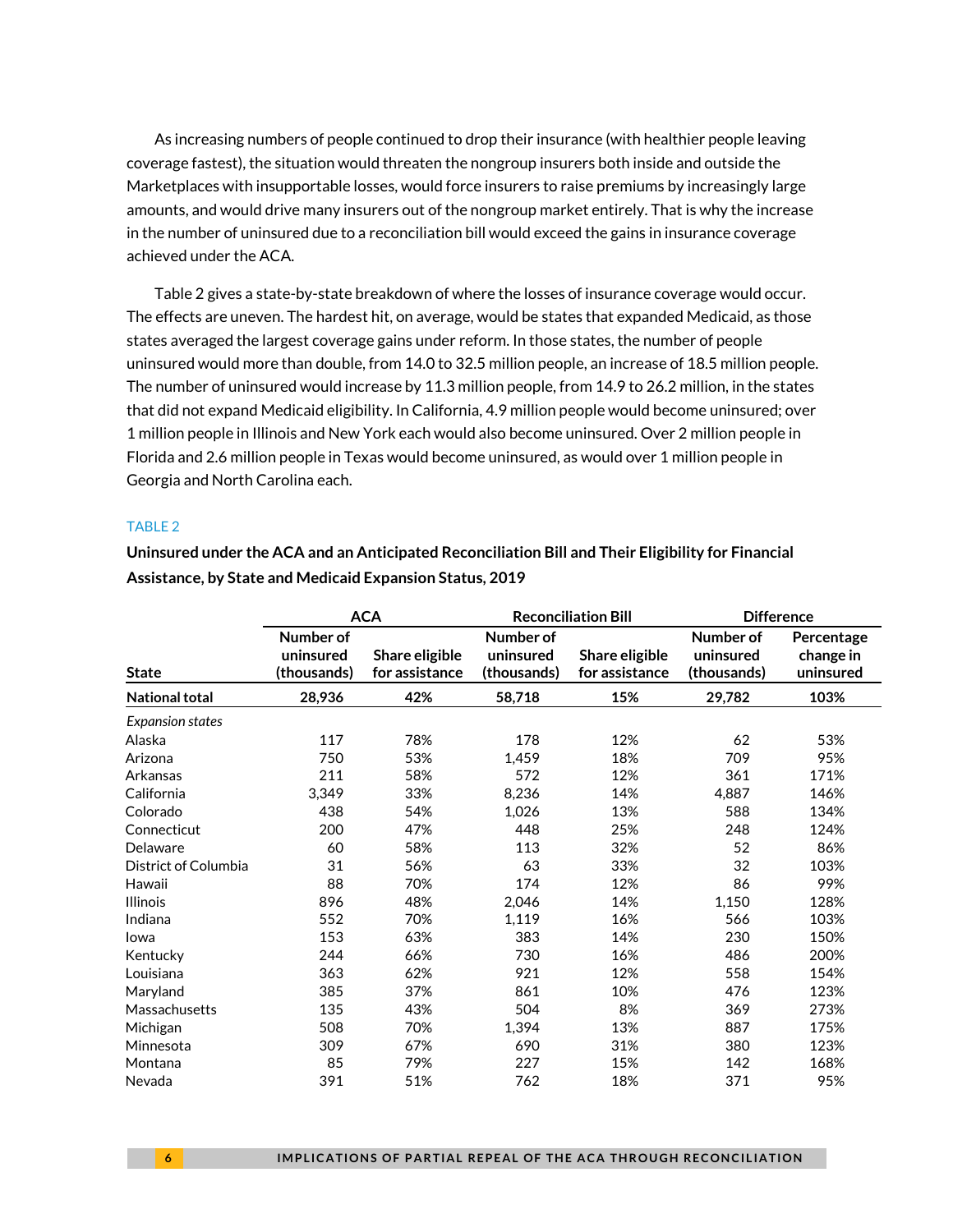As increasing numbers of people continued to drop their insurance (with healthier people leaving coverage fastest), the situation would threaten the nongroup insurers both inside and outside the Marketplaces with insupportable losses, would force insurers to raise premiums by increasingly large amounts, and would drive many insurers out of the nongroup market entirely. That is why the increase in the number of uninsured due to a reconciliation bill would exceed the gains in insurance coverage achieved under the ACA.

Table 2 gives a state-by-state breakdown of where the losses of insurance coverage would occur. The effects are uneven. The hardest hit, on average, would be states that expanded Medicaid, as those states averaged the largest coverage gains under reform. In those states, the number of people uninsured would more than double, from 14.0 to 32.5 million people, an increase of 18.5 million people. The number of uninsured would increase by 11.3 million people, from 14.9 to 26.2 million, in the states that did not expand Medicaid eligibility. In California, 4.9 million people would become uninsured; over 1 million people in Illinois and New York each would also become uninsured. Over 2 million people in Florida and 2.6 million people in Texas would become uninsured, as would over 1 million people in Georgia and North Carolina each.

TABLE 2

**Uninsured under the ACA and an Anticipated Reconciliation Bill and Their Eligibility for Financial Assistance, by State and Medicaid Expansion Status, 2019**

| | ACA | | Reconciliation Bill | | Difference | |
|---|---|---|---|---|---|---|
| State | Number of uninsured (thousands) | Share eligible for assistance | Number of uninsured (thousands) | Share eligible for assistance | Number of uninsured (thousands) | Percentage change in uninsured |
| **National total** | **28,936** | **42%** | **58,718** | **15%** | **29,782** | **103%** |
| *Expansion states* | | | | | | |
| Alaska | 117 | 78% | 178 | 12% | 62 | 53% |
| Arizona | 750 | 53% | 1,459 | 18% | 709 | 95% |
| Arkansas | 211 | 58% | 572 | 12% | 361 | 171% |
| California | 3,349 | 33% | 8,236 | 14% | 4,887 | 146% |
| Colorado | 438 | 54% | 1,026 | 13% | 588 | 134% |
| Connecticut | 200 | 47% | 448 | 25% | 248 | 124% |
| Delaware | 60 | 58% | 113 | 32% | 52 | 86% |
| District of Columbia | 31 | 56% | 63 | 33% | 32 | 103% |
| Hawaii | 88 | 70% | 174 | 12% | 86 | 99% |
| Illinois | 896 | 48% | 2,046 | 14% | 1,150 | 128% |
| Indiana | 552 | 70% | 1,119 | 16% | 566 | 103% |
| Iowa | 153 | 63% | 383 | 14% | 230 | 150% |
| Kentucky | 244 | 66% | 730 | 16% | 486 | 200% |
| Louisiana | 363 | 62% | 921 | 12% | 558 | 154% |
| Maryland | 385 | 37% | 861 | 10% | 476 | 123% |
| Massachusetts | 135 | 43% | 504 | 8% | 369 | 273% |
| Michigan | 508 | 70% | 1,394 | 13% | 887 | 175% |
| Minnesota | 309 | 67% | 690 | 31% | 380 | 123% |
| Montana | 85 | 79% | 227 | 15% | 142 | 168% |
| Nevada | 391 | 51% | 762 | 18% | 371 | 95% |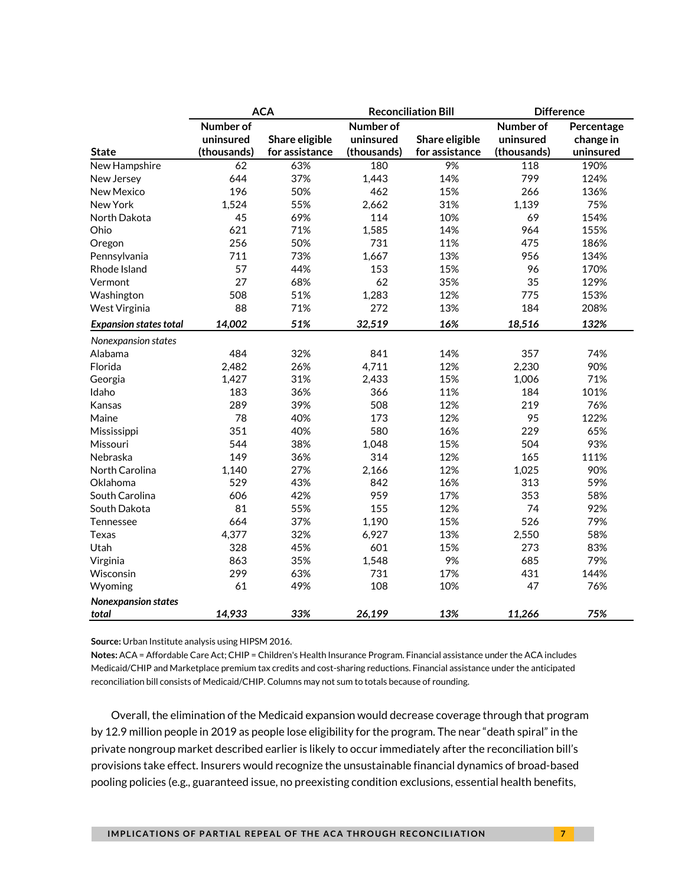| State | ACA | | Reconciliation Bill | | Difference | |
|---|---|---|---|---|---|---|
| | Number of uninsured (thousands) | Share eligible for assistance | Number of uninsured (thousands) | Share eligible for assistance | Number of uninsured (thousands) | Percentage change in uninsured |
| New Hampshire | 62 | 63% | 180 | 9% | 118 | 190% |
| New Jersey | 644 | 37% | 1,443 | 14% | 799 | 124% |
| New Mexico | 196 | 50% | 462 | 15% | 266 | 136% |
| New York | 1,524 | 55% | 2,662 | 31% | 1,139 | 75% |
| North Dakota | 45 | 69% | 114 | 10% | 69 | 154% |
| Ohio | 621 | 71% | 1,585 | 14% | 964 | 155% |
| Oregon | 256 | 50% | 731 | 11% | 475 | 186% |
| Pennsylvania | 711 | 73% | 1,667 | 13% | 956 | 134% |
| Rhode Island | 57 | 44% | 153 | 15% | 96 | 170% |
| Vermont | 27 | 68% | 62 | 35% | 35 | 129% |
| Washington | 508 | 51% | 1,283 | 12% | 775 | 153% |
| West Virginia | 88 | 71% | 272 | 13% | 184 | 208% |
| ***Expansion states total*** | ***14,002*** | ***51%*** | ***32,519*** | ***16%*** | ***18,516*** | ***132%*** |
| *Nonexpansion states* | | | | | | |
| Alabama | 484 | 32% | 841 | 14% | 357 | 74% |
| Florida | 2,482 | 26% | 4,711 | 12% | 2,230 | 90% |
| Georgia | 1,427 | 31% | 2,433 | 15% | 1,006 | 71% |
| Idaho | 183 | 36% | 366 | 11% | 184 | 101% |
| Kansas | 289 | 39% | 508 | 12% | 219 | 76% |
| Maine | 78 | 40% | 173 | 12% | 95 | 122% |
| Mississippi | 351 | 40% | 580 | 16% | 229 | 65% |
| Missouri | 544 | 38% | 1,048 | 15% | 504 | 93% |
| Nebraska | 149 | 36% | 314 | 12% | 165 | 111% |
| North Carolina | 1,140 | 27% | 2,166 | 12% | 1,025 | 90% |
| Oklahoma | 529 | 43% | 842 | 16% | 313 | 59% |
| South Carolina | 606 | 42% | 959 | 17% | 353 | 58% |
| South Dakota | 81 | 55% | 155 | 12% | 74 | 92% |
| Tennessee | 664 | 37% | 1,190 | 15% | 526 | 79% |
| Texas | 4,377 | 32% | 6,927 | 13% | 2,550 | 58% |
| Utah | 328 | 45% | 601 | 15% | 273 | 83% |
| Virginia | 863 | 35% | 1,548 | 9% | 685 | 79% |
| Wisconsin | 299 | 63% | 731 | 17% | 431 | 144% |
| Wyoming | 61 | 49% | 108 | 10% | 47 | 76% |
| ***Nonexpansion states total*** | ***14,933*** | ***33%*** | ***26,199*** | ***13%*** | ***11,266*** | ***75%*** |

**Source:** Urban Institute analysis using HIPSM 2016.

**Notes:** ACA = Affordable Care Act; CHIP = Children's Health Insurance Program. Financial assistance under the ACA includes Medicaid/CHIP and Marketplace premium tax credits and cost-sharing reductions. Financial assistance under the anticipated reconciliation bill consists of Medicaid/CHIP. Columns may not sum to totals because of rounding.

Overall, the elimination of the Medicaid expansion would decrease coverage through that program by 12.9 million people in 2019 as people lose eligibility for the program. The near "death spiral" in the private nongroup market described earlier is likely to occur immediately after the reconciliation bill's provisions take effect. Insurers would recognize the unsustainable financial dynamics of broad-based pooling policies (e.g., guaranteed issue, no preexisting condition exclusions, essential health benefits,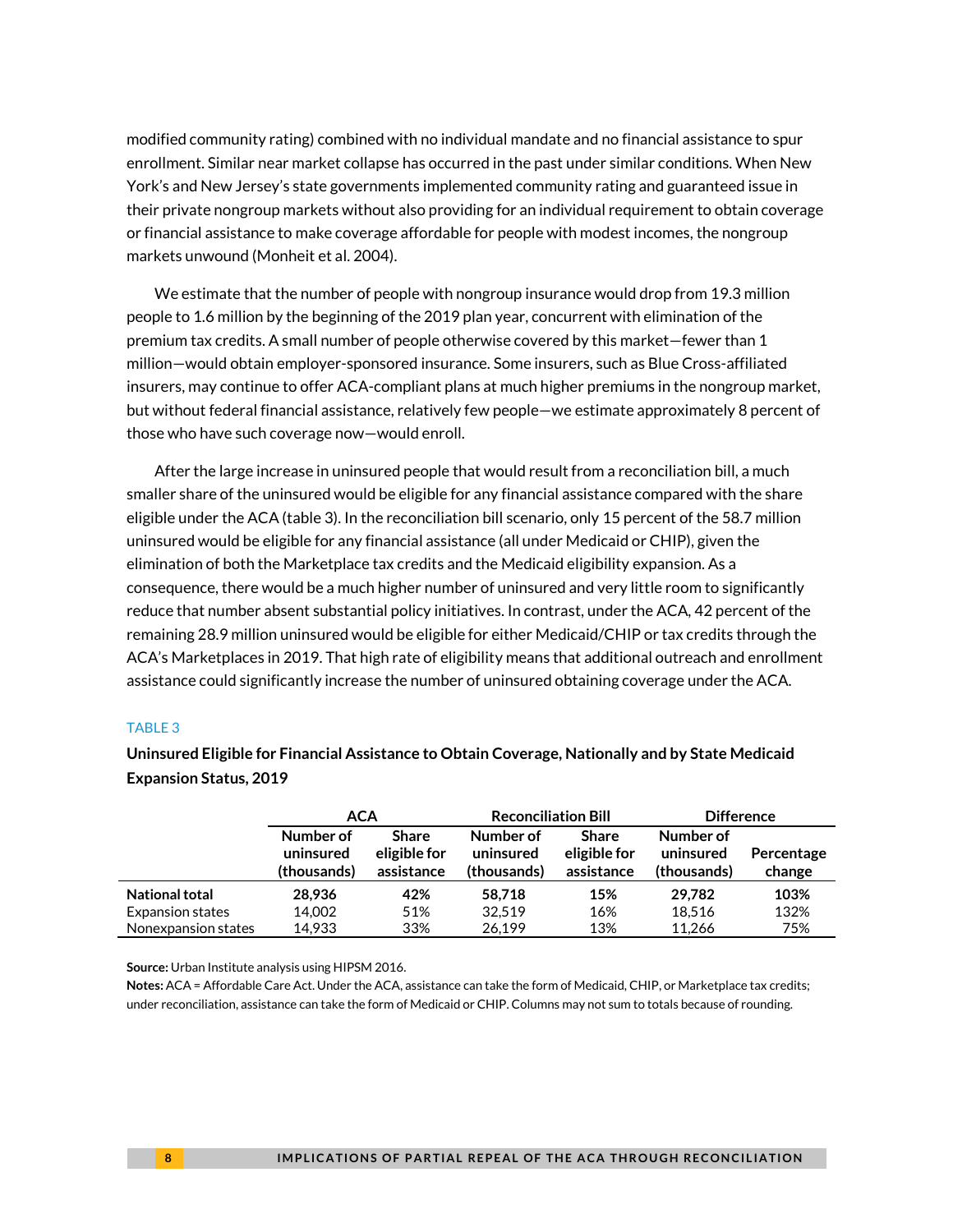modified community rating) combined with no individual mandate and no financial assistance to spur enrollment. Similar near market collapse has occurred in the past under similar conditions. When New York's and New Jersey's state governments implemented community rating and guaranteed issue in their private nongroup markets without also providing for an individual requirement to obtain coverage or financial assistance to make coverage affordable for people with modest incomes, the nongroup markets unwound (Monheit et al. 2004).

We estimate that the number of people with nongroup insurance would drop from 19.3 million people to 1.6 million by the beginning of the 2019 plan year, concurrent with elimination of the premium tax credits. A small number of people otherwise covered by this market—fewer than 1 million—would obtain employer-sponsored insurance. Some insurers, such as Blue Cross-affiliated insurers, may continue to offer ACA-compliant plans at much higher premiums in the nongroup market, but without federal financial assistance, relatively few people—we estimate approximately 8 percent of those who have such coverage now—would enroll.

After the large increase in uninsured people that would result from a reconciliation bill, a much smaller share of the uninsured would be eligible for any financial assistance compared with the share eligible under the ACA (table 3). In the reconciliation bill scenario, only 15 percent of the 58.7 million uninsured would be eligible for any financial assistance (all under Medicaid or CHIP), given the elimination of both the Marketplace tax credits and the Medicaid eligibility expansion. As a consequence, there would be a much higher number of uninsured and very little room to significantly reduce that number absent substantial policy initiatives. In contrast, under the ACA, 42 percent of the remaining 28.9 million uninsured would be eligible for either Medicaid/CHIP or tax credits through the ACA's Marketplaces in 2019. That high rate of eligibility means that additional outreach and enrollment assistance could significantly increase the number of uninsured obtaining coverage under the ACA.

TABLE 3

**Uninsured Eligible for Financial Assistance to Obtain Coverage, Nationally and by State Medicaid Expansion Status, 2019**

| | ACA | | Reconciliation Bill | | Difference | |
|---|---|---|---|---|---|---|
| | Number of uninsured (thousands) | Share eligible for assistance | Number of uninsured (thousands) | Share eligible for assistance | Number of uninsured (thousands) | Percentage change |
| **National total** | **28,936** | **42%** | **58,718** | **15%** | **29,782** | **103%** |
| Expansion states | 14,002 | 51% | 32,519 | 16% | 18,516 | 132% |
| Nonexpansion states | 14,933 | 33% | 26,199 | 13% | 11,266 | 75% |

**Source:** Urban Institute analysis using HIPSM 2016.

**Notes:** ACA = Affordable Care Act. Under the ACA, assistance can take the form of Medicaid, CHIP, or Marketplace tax credits; under reconciliation, assistance can take the form of Medicaid or CHIP. Columns may not sum to totals because of rounding.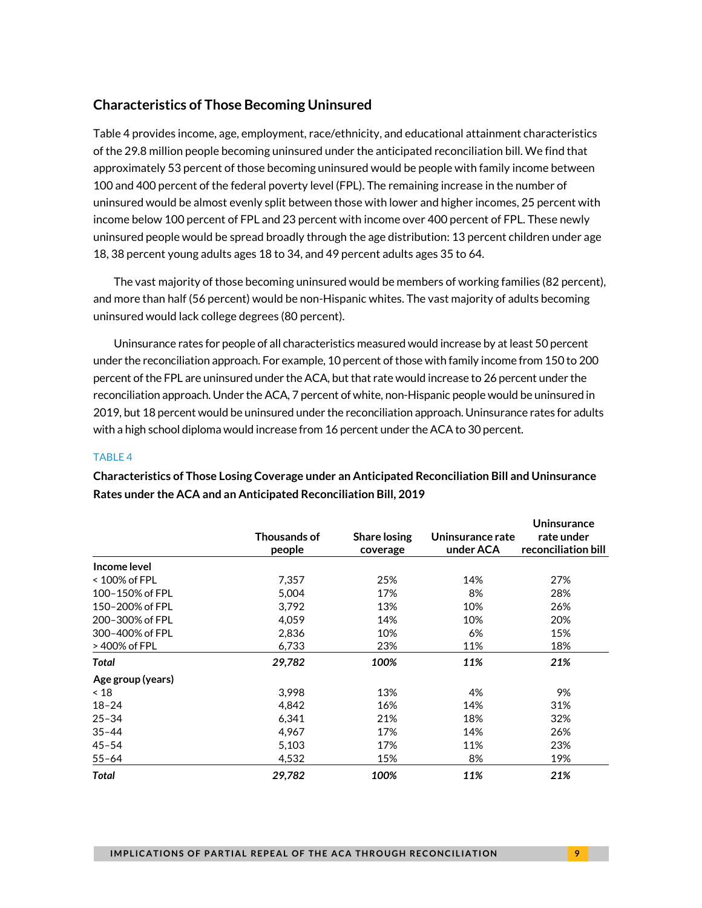## Characteristics of Those Becoming Uninsured

Table 4 provides income, age, employment, race/ethnicity, and educational attainment characteristics of the 29.8 million people becoming uninsured under the anticipated reconciliation bill. We find that approximately 53 percent of those becoming uninsured would be people with family income between 100 and 400 percent of the federal poverty level (FPL). The remaining increase in the number of uninsured would be almost evenly split between those with lower and higher incomes, 25 percent with income below 100 percent of FPL and 23 percent with income over 400 percent of FPL. These newly uninsured people would be spread broadly through the age distribution: 13 percent children under age 18, 38 percent young adults ages 18 to 34, and 49 percent adults ages 35 to 64.

The vast majority of those becoming uninsured would be members of working families (82 percent), and more than half (56 percent) would be non-Hispanic whites. The vast majority of adults becoming uninsured would lack college degrees (80 percent).

Uninsurance rates for people of all characteristics measured would increase by at least 50 percent under the reconciliation approach. For example, 10 percent of those with family income from 150 to 200 percent of the FPL are uninsured under the ACA, but that rate would increase to 26 percent under the reconciliation approach. Under the ACA, 7 percent of white, non-Hispanic people would be uninsured in 2019, but 18 percent would be uninsured under the reconciliation approach. Uninsurance rates for adults with a high school diploma would increase from 16 percent under the ACA to 30 percent.

TABLE 4

**Characteristics of Those Losing Coverage under an Anticipated Reconciliation Bill and Uninsurance Rates under the ACA and an Anticipated Reconciliation Bill, 2019**

| | Thousands of people | Share losing coverage | Uninsurance rate under ACA | Uninsurance rate under reconciliation bill |
|---|---|---|---|---|
| **Income level** | | | | |
| < 100% of FPL | 7,357 | 25% | 14% | 27% |
| 100–150% of FPL | 5,004 | 17% | 8% | 28% |
| 150–200% of FPL | 3,792 | 13% | 10% | 26% |
| 200–300% of FPL | 4,059 | 14% | 10% | 20% |
| 300–400% of FPL | 2,836 | 10% | 6% | 15% |
| > 400% of FPL | 6,733 | 23% | 11% | 18% |
| ***Total*** | ***29,782*** | ***100%*** | ***11%*** | ***21%*** |
| **Age group (years)** | | | | |
| < 18 | 3,998 | 13% | 4% | 9% |
| 18–24 | 4,842 | 16% | 14% | 31% |
| 25–34 | 6,341 | 21% | 18% | 32% |
| 35–44 | 4,967 | 17% | 14% | 26% |
| 45–54 | 5,103 | 17% | 11% | 23% |
| 55–64 | 4,532 | 15% | 8% | 19% |
| ***Total*** | ***29,782*** | ***100%*** | ***11%*** | ***21%*** |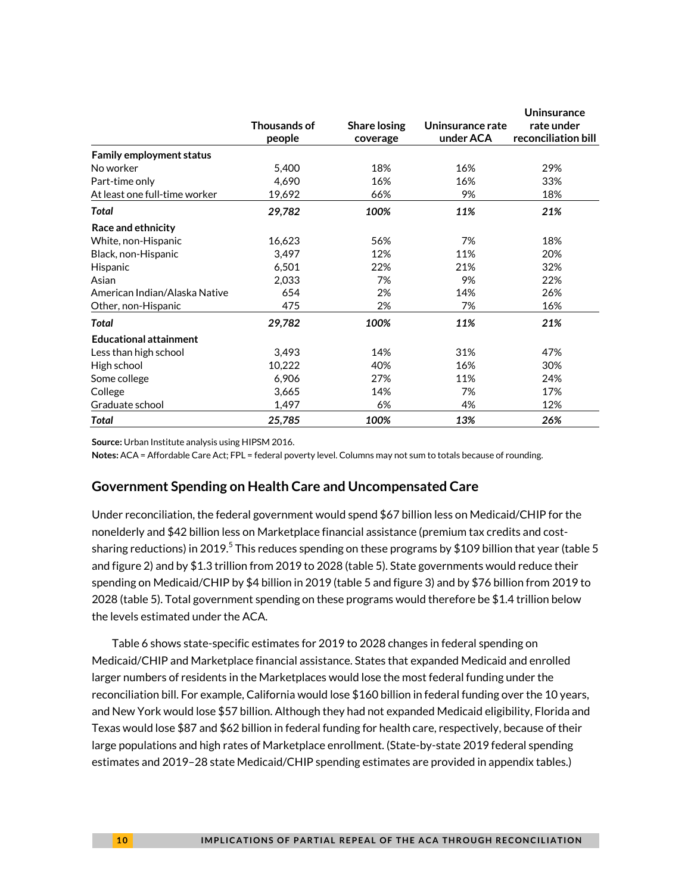| | Thousands of people | Share losing coverage | Uninsurance rate under ACA | Uninsurance rate under reconciliation bill |
|---|---|---|---|---|
| **Family employment status** | | | | |
| No worker | 5,400 | 18% | 16% | 29% |
| Part-time only | 4,690 | 16% | 16% | 33% |
| At least one full-time worker | 19,692 | 66% | 9% | 18% |
| ***Total*** | ***29,782*** | ***100%*** | ***11%*** | ***21%*** |
| **Race and ethnicity** | | | | |
| White, non-Hispanic | 16,623 | 56% | 7% | 18% |
| Black, non-Hispanic | 3,497 | 12% | 11% | 20% |
| Hispanic | 6,501 | 22% | 21% | 32% |
| Asian | 2,033 | 7% | 9% | 22% |
| American Indian/Alaska Native | 654 | 2% | 14% | 26% |
| Other, non-Hispanic | 475 | 2% | 7% | 16% |
| ***Total*** | ***29,782*** | ***100%*** | ***11%*** | ***21%*** |
| **Educational attainment** | | | | |
| Less than high school | 3,493 | 14% | 31% | 47% |
| High school | 10,222 | 40% | 16% | 30% |
| Some college | 6,906 | 27% | 11% | 24% |
| College | 3,665 | 14% | 7% | 17% |
| Graduate school | 1,497 | 6% | 4% | 12% |
| ***Total*** | ***25,785*** | ***100%*** | ***13%*** | ***26%*** |

**Source:** Urban Institute analysis using HIPSM 2016.

**Notes:** ACA = Affordable Care Act; FPL = federal poverty level. Columns may not sum to totals because of rounding.

## Government Spending on Health Care and Uncompensated Care

Under reconciliation, the federal government would spend $67 billion less on Medicaid/CHIP for the nonelderly and $42 billion less on Marketplace financial assistance (premium tax credits and cost-sharing reductions) in 2019.[5] This reduces spending on these programs by $109 billion that year (table 5 and figure 2) and by $1.3 trillion from 2019 to 2028 (table 5). State governments would reduce their spending on Medicaid/CHIP by $4 billion in 2019 (table 5 and figure 3) and by $76 billion from 2019 to 2028 (table 5). Total government spending on these programs would therefore be $1.4 trillion below the levels estimated under the ACA.

Table 6 shows state-specific estimates for 2019 to 2028 changes in federal spending on Medicaid/CHIP and Marketplace financial assistance. States that expanded Medicaid and enrolled larger numbers of residents in the Marketplaces would lose the most federal funding under the reconciliation bill. For example, California would lose $160 billion in federal funding over the 10 years, and New York would lose $57 billion. Although they had not expanded Medicaid eligibility, Florida and Texas would lose $87 and $62 billion in federal funding for health care, respectively, because of their large populations and high rates of Marketplace enrollment. (State-by-state 2019 federal spending estimates and 2019–28 state Medicaid/CHIP spending estimates are provided in appendix tables.)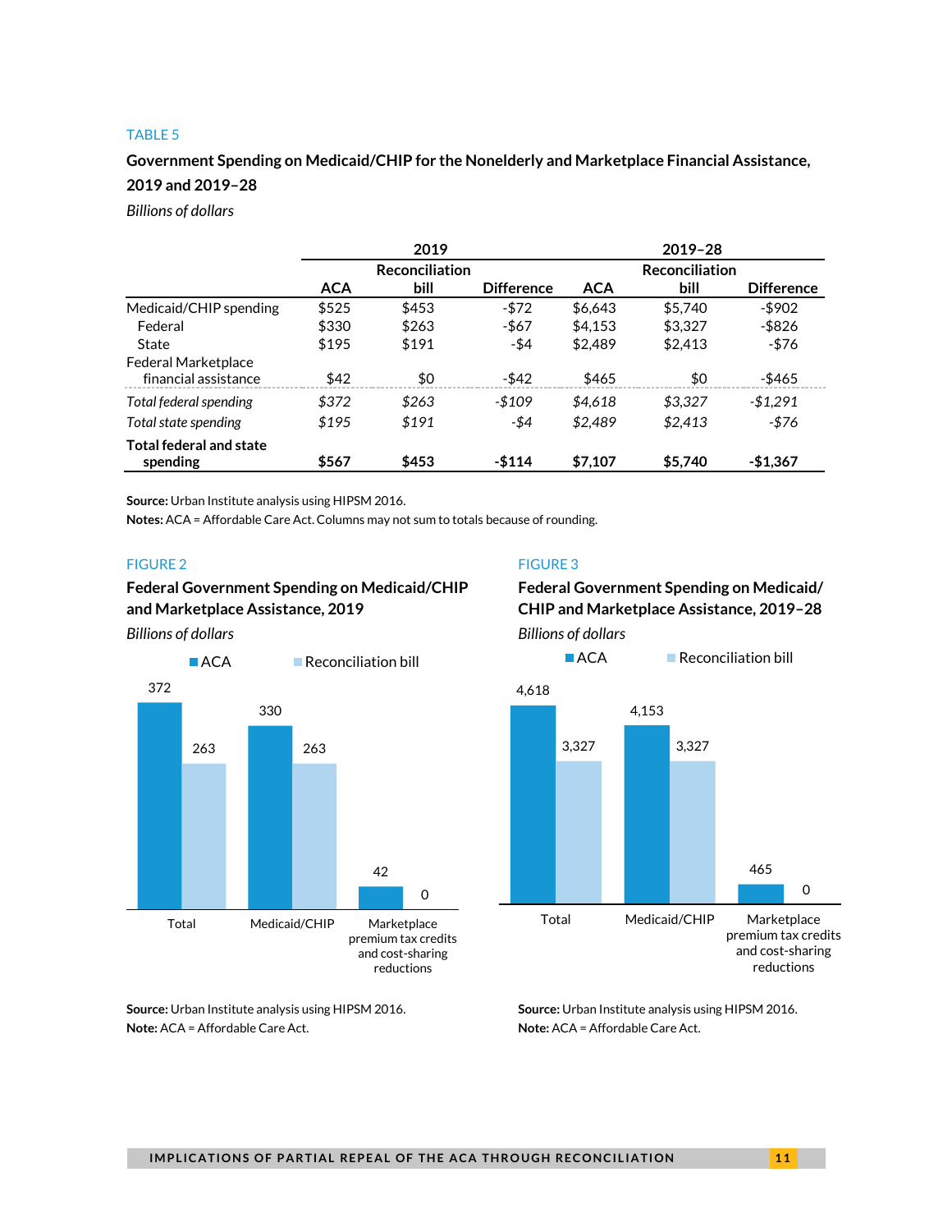TABLE 5

**Government Spending on Medicaid/CHIP for the Nonelderly and Marketplace Financial Assistance, 2019 and 2019–28**

*Billions of dollars*

| | 2019 | | | 2019–28 | | |
|---|---|---|---|---|---|---|
| | ACA | Reconciliation bill | Difference | ACA | Reconciliation bill | Difference |
| Medicaid/CHIP spending | $525 | $453 | -$72 | $6,643 | $5,740 | -$902 |
| Federal | $330 | $263 | -$67 | $4,153 | $3,327 | -$826 |
| State | $195 | $191 | -$4 | $2,489 | $2,413 | -$76 |
| Federal Marketplace financial assistance | $42 | $0 | -$42 | $465 | $0 | -$465 |
| *Total federal spending* | *$372* | *$263* | *-$109* | *$4,618* | *$3,327* | *-$1,291* |
| *Total state spending* | *$195* | *$191* | *-$4* | *$2,489* | *$2,413* | *-$76* |
| **Total federal and state spending** | **$567** | **$453** | **-$114** | **$7,107** | **$5,740** | **-$1,367** |

**Source:** Urban Institute analysis using HIPSM 2016.
**Notes:** ACA = Affordable Care Act. Columns may not sum to totals because of rounding.

FIGURE 2

**Federal Government Spending on Medicaid/CHIP and Marketplace Assistance, 2019**

*Billions of dollars*

| | ACA | Reconciliation bill |
|---|---|---|
| Total | 372 | 263 |
| Medicaid/CHIP | 330 | 263 |
| Marketplace premium tax credits and cost-sharing reductions | 42 | 0 |

**Source:** Urban Institute analysis using HIPSM 2016.
**Note:** ACA = Affordable Care Act.

FIGURE 3

**Federal Government Spending on Medicaid/CHIP and Marketplace Assistance, 2019–28**

*Billions of dollars*

| | ACA | Reconciliation bill |
|---|---|---|
| Total | 4,618 | 3,327 |
| Medicaid/CHIP | 4,153 | 3,327 |
| Marketplace premium tax credits and cost-sharing reductions | 465 | 0 |

**Source:** Urban Institute analysis using HIPSM 2016.
**Note:** ACA = Affordable Care Act.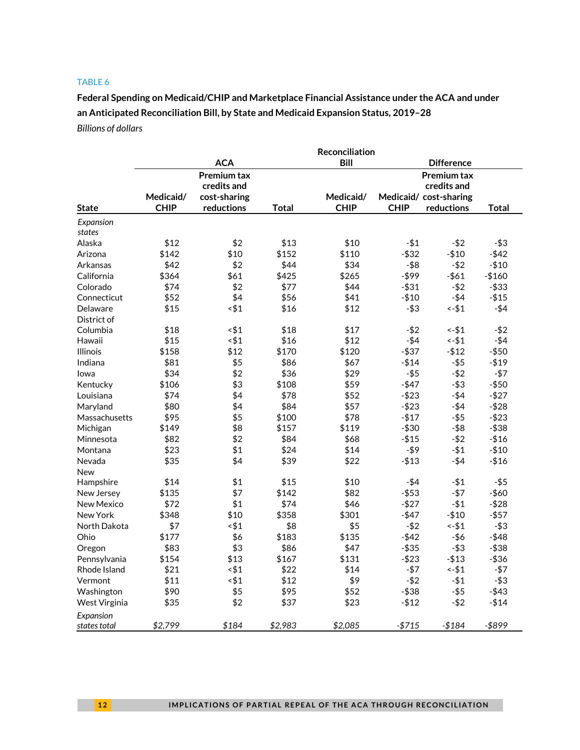TABLE 6

**Federal Spending on Medicaid/CHIP and Marketplace Financial Assistance under the ACA and under an Anticipated Reconciliation Bill, by State and Medicaid Expansion Status, 2019–28**

*Billions of dollars*

| | ACA | | | Reconciliation Bill | Difference | | |
|---|---|---|---|---|---|---|---|
| **State** | **Medicaid/ CHIP** | **Premium tax credits and cost-sharing reductions** | **Total** | **Medicaid/ CHIP** | **Medicaid/ CHIP** | **Premium tax credits and cost-sharing reductions** | **Total** |
| *Expansion states* | | | | | | | |
| Alaska | $12 | $2 | $13 | $10 | -$1 | -$2 | -$3 |
| Arizona | $142 | $10 | $152 | $110 | -$32 | -$10 | -$42 |
| Arkansas | $42 | $2 | $44 | $34 | -$8 | -$2 | -$10 |
| California | $364 | $61 | $425 | $265 | -$99 | -$61 | -$160 |
| Colorado | $74 | $2 | $77 | $44 | -$31 | -$2 | -$33 |
| Connecticut | $52 | $4 | $56 | $41 | -$10 | -$4 | -$15 |
| Delaware | $15 | <$1 | $16 | $12 | -$3 | <-$1 | -$4 |
| District of Columbia | $18 | <$1 | $18 | $17 | -$2 | <-$1 | -$2 |
| Hawaii | $15 | <$1 | $16 | $12 | -$4 | <-$1 | -$4 |
| Illinois | $158 | $12 | $170 | $120 | -$37 | -$12 | -$50 |
| Indiana | $81 | $5 | $86 | $67 | -$14 | -$5 | -$19 |
| Iowa | $34 | $2 | $36 | $29 | -$5 | -$2 | -$7 |
| Kentucky | $106 | $3 | $108 | $59 | -$47 | -$3 | -$50 |
| Louisiana | $74 | $4 | $78 | $52 | -$23 | -$4 | -$27 |
| Maryland | $80 | $4 | $84 | $57 | -$23 | -$4 | -$28 |
| Massachusetts | $95 | $5 | $100 | $78 | -$17 | -$5 | -$23 |
| Michigan | $149 | $8 | $157 | $119 | -$30 | -$8 | -$38 |
| Minnesota | $82 | $2 | $84 | $68 | -$15 | -$2 | -$16 |
| Montana | $23 | $1 | $24 | $14 | -$9 | -$1 | -$10 |
| Nevada | $35 | $4 | $39 | $22 | -$13 | -$4 | -$16 |
| New Hampshire | $14 | $1 | $15 | $10 | -$4 | -$1 | -$5 |
| New Jersey | $135 | $7 | $142 | $82 | -$53 | -$7 | -$60 |
| New Mexico | $72 | $1 | $74 | $46 | -$27 | -$1 | -$28 |
| New York | $348 | $10 | $358 | $301 | -$47 | -$10 | -$57 |
| North Dakota | $7 | <$1 | $8 | $5 | -$2 | <-$1 | -$3 |
| Ohio | $177 | $6 | $183 | $135 | -$42 | -$6 | -$48 |
| Oregon | $83 | $3 | $86 | $47 | -$35 | -$3 | -$38 |
| Pennsylvania | $154 | $13 | $167 | $131 | -$23 | -$13 | -$36 |
| Rhode Island | $21 | <$1 | $22 | $14 | -$7 | <-$1 | -$7 |
| Vermont | $11 | <$1 | $12 | $9 | -$2 | -$1 | -$3 |
| Washington | $90 | $5 | $95 | $52 | -$38 | -$5 | -$43 |
| West Virginia | $35 | $2 | $37 | $23 | -$12 | -$2 | -$14 |
| *Expansion states total* | *$2,799* | *$184* | *$2,983* | *$2,085* | *-$715* | *-$184* | *-$899* |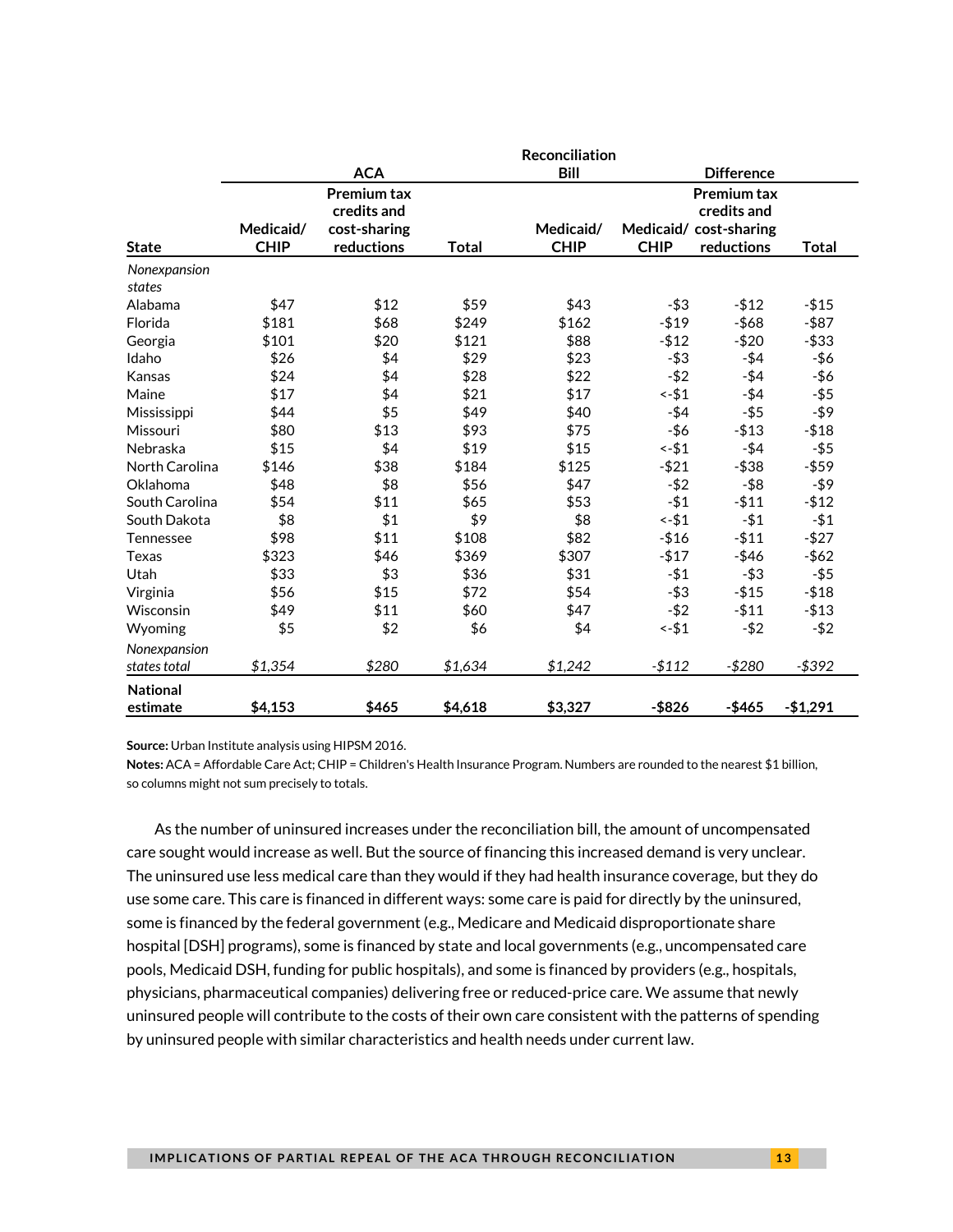| State | ACA | | | Reconciliation Bill | Difference | | |
|---|---|---|---|---|---|---|---|
| | Medicaid/ CHIP | Premium tax credits and cost-sharing reductions | Total | Medicaid/ CHIP | Medicaid/ CHIP | Premium tax credits and cost-sharing reductions | Total |
| *Nonexpansion states* | | | | | | | |
| Alabama | $47 | $12 | $59 | $43 | -$3 | -$12 | -$15 |
| Florida | $181 | $68 | $249 | $162 | -$19 | -$68 | -$87 |
| Georgia | $101 | $20 | $121 | $88 | -$12 | -$20 | -$33 |
| Idaho | $26 | $4 | $29 | $23 | -$3 | -$4 | -$6 |
| Kansas | $24 | $4 | $28 | $22 | -$2 | -$4 | -$6 |
| Maine | $17 | $4 | $21 | $17 | <-$1 | -$4 | -$5 |
| Mississippi | $44 | $5 | $49 | $40 | -$4 | -$5 | -$9 |
| Missouri | $80 | $13 | $93 | $75 | -$6 | -$13 | -$18 |
| Nebraska | $15 | $4 | $19 | $15 | <-$1 | -$4 | -$5 |
| North Carolina | $146 | $38 | $184 | $125 | -$21 | -$38 | -$59 |
| Oklahoma | $48 | $8 | $56 | $47 | -$2 | -$8 | -$9 |
| South Carolina | $54 | $11 | $65 | $53 | -$1 | -$11 | -$12 |
| South Dakota | $8 | $1 | $9 | $8 | <-$1 | -$1 | -$1 |
| Tennessee | $98 | $11 | $108 | $82 | -$16 | -$11 | -$27 |
| Texas | $323 | $46 | $369 | $307 | -$17 | -$46 | -$62 |
| Utah | $33 | $3 | $36 | $31 | -$1 | -$3 | -$5 |
| Virginia | $56 | $15 | $72 | $54 | -$3 | -$15 | -$18 |
| Wisconsin | $49 | $11 | $60 | $47 | -$2 | -$11 | -$13 |
| Wyoming | $5 | $2 | $6 | $4 | <-$1 | -$2 | -$2 |
| *Nonexpansion states total* | *$1,354* | *$280* | *$1,634* | *$1,242* | *-$112* | *-$280* | *-$392* |
| **National estimate** | **$4,153** | **$465** | **$4,618** | **$3,327** | **-$826** | **-$465** | **-$1,291** |

**Source:** Urban Institute analysis using HIPSM 2016.

**Notes:** ACA = Affordable Care Act; CHIP = Children's Health Insurance Program. Numbers are rounded to the nearest $1 billion, so columns might not sum precisely to totals.

As the number of uninsured increases under the reconciliation bill, the amount of uncompensated care sought would increase as well. But the source of financing this increased demand is very unclear. The uninsured use less medical care than they would if they had health insurance coverage, but they do use some care. This care is financed in different ways: some care is paid for directly by the uninsured, some is financed by the federal government (e.g., Medicare and Medicaid disproportionate share hospital [DSH] programs), some is financed by state and local governments (e.g., uncompensated care pools, Medicaid DSH, funding for public hospitals), and some is financed by providers (e.g., hospitals, physicians, pharmaceutical companies) delivering free or reduced-price care. We assume that newly uninsured people will contribute to the costs of their own care consistent with the patterns of spending by uninsured people with similar characteristics and health needs under current law.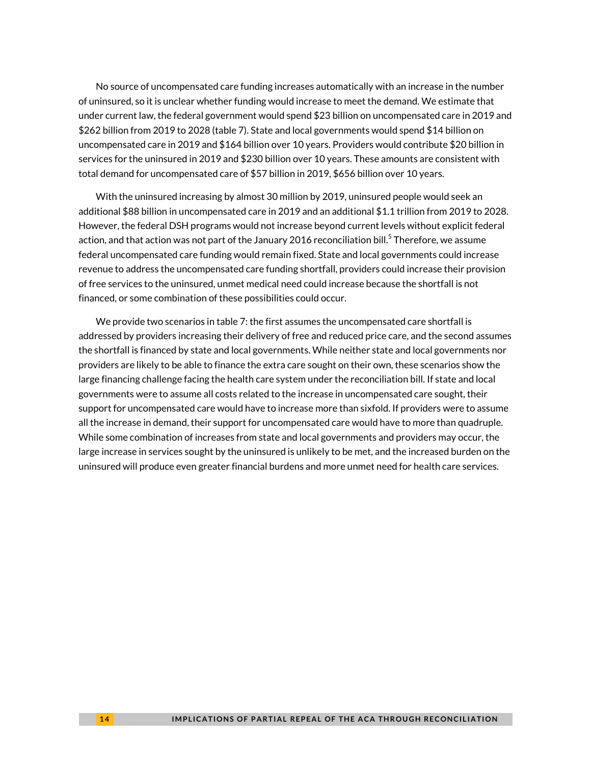No source of uncompensated care funding increases automatically with an increase in the number of uninsured, so it is unclear whether funding would increase to meet the demand. We estimate that under current law, the federal government would spend $23 billion on uncompensated care in 2019 and $262 billion from 2019 to 2028 (table 7). State and local governments would spend $14 billion on uncompensated care in 2019 and $164 billion over 10 years. Providers would contribute $20 billion in services for the uninsured in 2019 and $230 billion over 10 years. These amounts are consistent with total demand for uncompensated care of $57 billion in 2019, $656 billion over 10 years.

With the uninsured increasing by almost 30 million by 2019, uninsured people would seek an additional $88 billion in uncompensated care in 2019 and an additional $1.1 trillion from 2019 to 2028. However, the federal DSH programs would not increase beyond current levels without explicit federal action, and that action was not part of the January 2016 reconciliation bill.[5] Therefore, we assume federal uncompensated care funding would remain fixed. State and local governments could increase revenue to address the uncompensated care funding shortfall, providers could increase their provision of free services to the uninsured, unmet medical need could increase because the shortfall is not financed, or some combination of these possibilities could occur.

We provide two scenarios in table 7: the first assumes the uncompensated care shortfall is addressed by providers increasing their delivery of free and reduced price care, and the second assumes the shortfall is financed by state and local governments. While neither state and local governments nor providers are likely to be able to finance the extra care sought on their own, these scenarios show the large financing challenge facing the health care system under the reconciliation bill. If state and local governments were to assume all costs related to the increase in uncompensated care sought, their support for uncompensated care would have to increase more than sixfold. If providers were to assume all the increase in demand, their support for uncompensated care would have to more than quadruple. While some combination of increases from state and local governments and providers may occur, the large increase in services sought by the uninsured is unlikely to be met, and the increased burden on the uninsured will produce even greater financial burdens and more unmet need for health care services.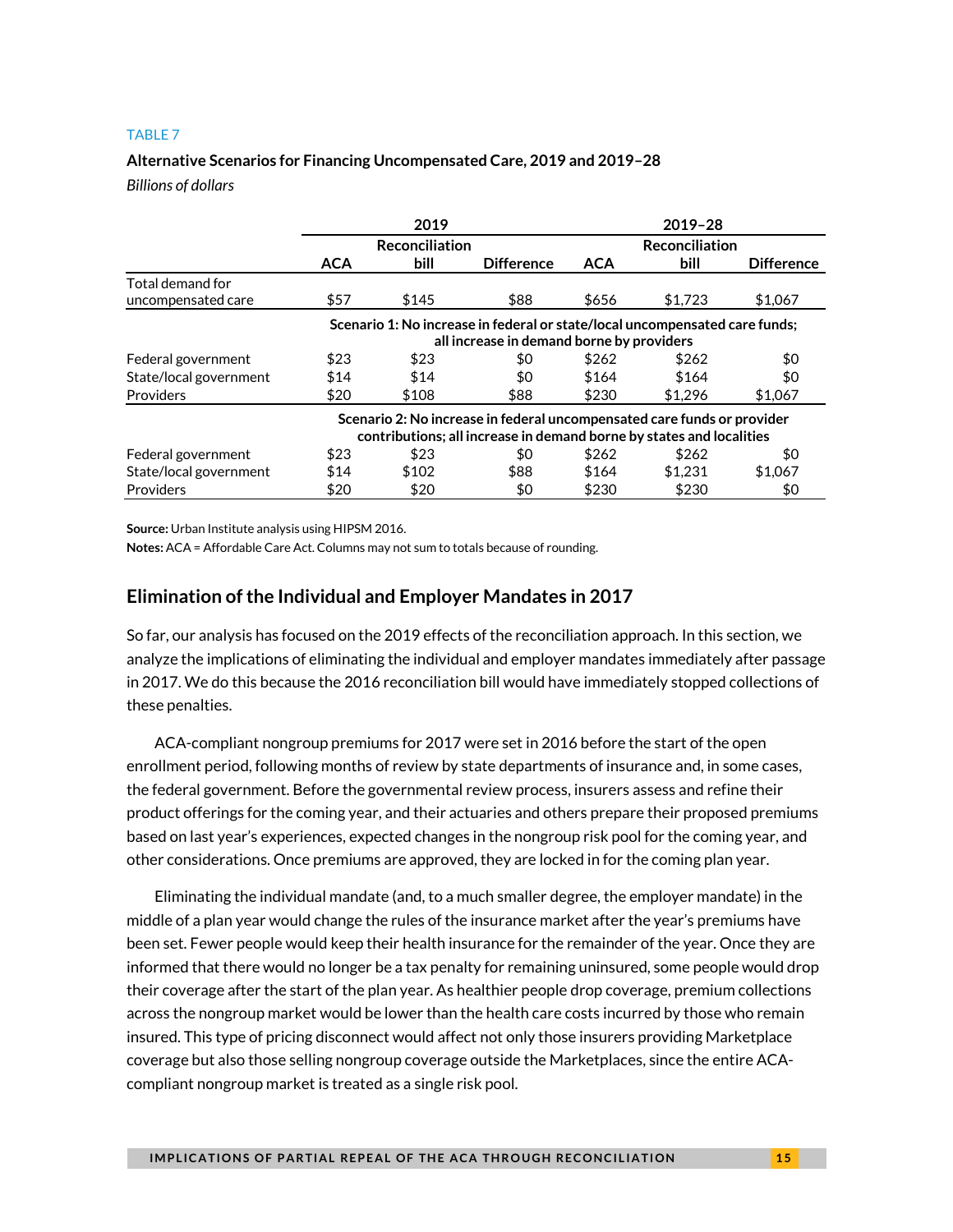TABLE 7

**Alternative Scenarios for Financing Uncompensated Care, 2019 and 2019–28**

*Billions of dollars*

| | 2019 | | | 2019–28 | | |
|---|---|---|---|---|---|---|
| | ACA | Reconciliation bill | Difference | ACA | Reconciliation bill | Difference |
| Total demand for uncompensated care | $57 | $145 | $88 | $656 | $1,723 | $1,067 |
| | **Scenario 1: No increase in federal or state/local uncompensated care funds; all increase in demand borne by providers** | | | | | |
| Federal government | $23 | $23 | $0 | $262 | $262 | $0 |
| State/local government | $14 | $14 | $0 | $164 | $164 | $0 |
| Providers | $20 | $108 | $88 | $230 | $1,296 | $1,067 |
| | **Scenario 2: No increase in federal uncompensated care funds or provider contributions; all increase in demand borne by states and localities** | | | | | |
| Federal government | $23 | $23 | $0 | $262 | $262 | $0 |
| State/local government | $14 | $102 | $88 | $164 | $1,231 | $1,067 |
| Providers | $20 | $20 | $0 | $230 | $230 | $0 |

**Source:** Urban Institute analysis using HIPSM 2016.

**Notes:** ACA = Affordable Care Act. Columns may not sum to totals because of rounding.

## Elimination of the Individual and Employer Mandates in 2017

So far, our analysis has focused on the 2019 effects of the reconciliation approach. In this section, we analyze the implications of eliminating the individual and employer mandates immediately after passage in 2017. We do this because the 2016 reconciliation bill would have immediately stopped collections of these penalties.

ACA-compliant nongroup premiums for 2017 were set in 2016 before the start of the open enrollment period, following months of review by state departments of insurance and, in some cases, the federal government. Before the governmental review process, insurers assess and refine their product offerings for the coming year, and their actuaries and others prepare their proposed premiums based on last year's experiences, expected changes in the nongroup risk pool for the coming year, and other considerations. Once premiums are approved, they are locked in for the coming plan year.

Eliminating the individual mandate (and, to a much smaller degree, the employer mandate) in the middle of a plan year would change the rules of the insurance market after the year's premiums have been set. Fewer people would keep their health insurance for the remainder of the year. Once they are informed that there would no longer be a tax penalty for remaining uninsured, some people would drop their coverage after the start of the plan year. As healthier people drop coverage, premium collections across the nongroup market would be lower than the health care costs incurred by those who remain insured. This type of pricing disconnect would affect not only those insurers providing Marketplace coverage but also those selling nongroup coverage outside the Marketplaces, since the entire ACA-compliant nongroup market is treated as a single risk pool.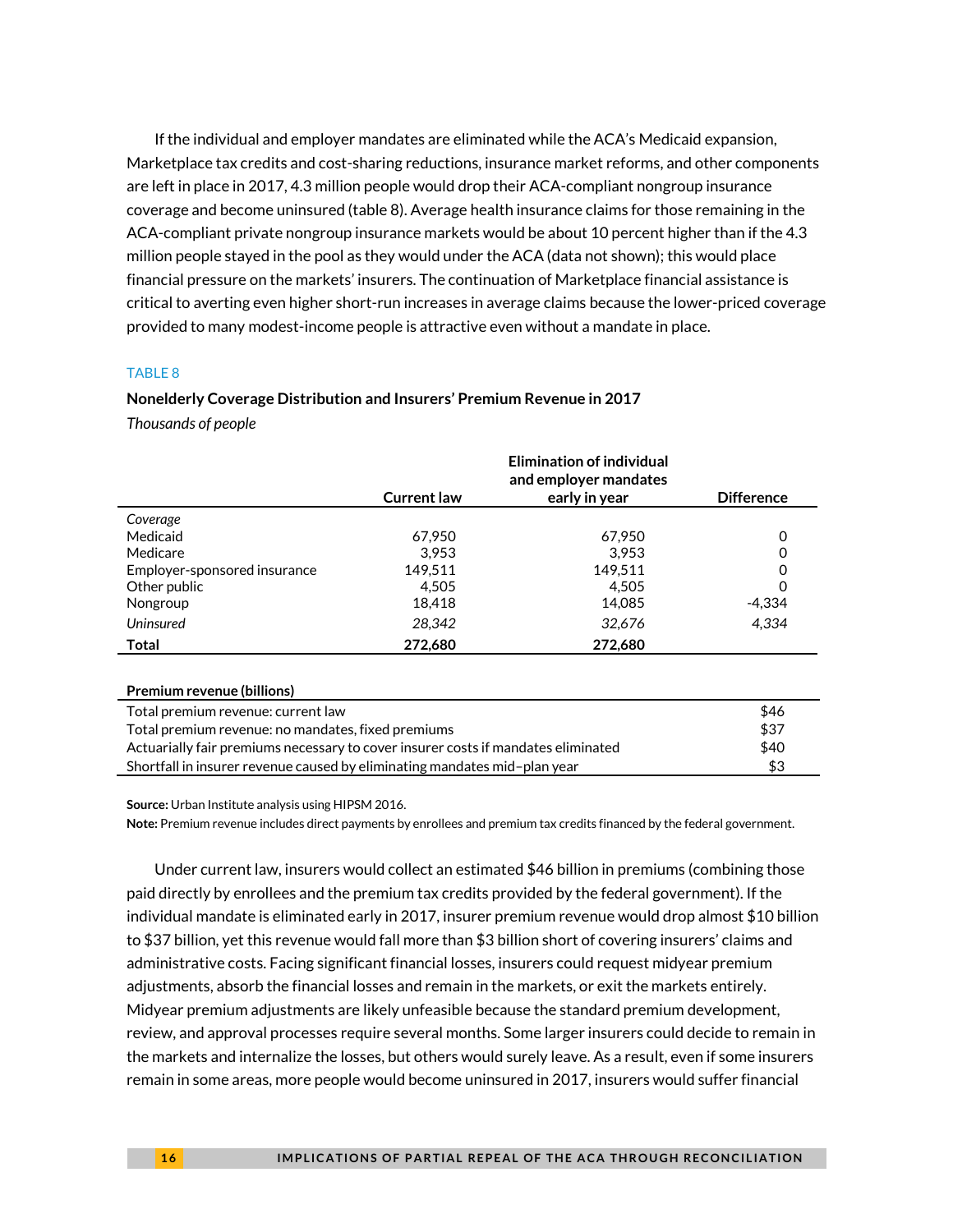If the individual and employer mandates are eliminated while the ACA's Medicaid expansion, Marketplace tax credits and cost-sharing reductions, insurance market reforms, and other components are left in place in 2017, 4.3 million people would drop their ACA-compliant nongroup insurance coverage and become uninsured (table 8). Average health insurance claims for those remaining in the ACA-compliant private nongroup insurance markets would be about 10 percent higher than if the 4.3 million people stayed in the pool as they would under the ACA (data not shown); this would place financial pressure on the markets' insurers. The continuation of Marketplace financial assistance is critical to averting even higher short-run increases in average claims because the lower-priced coverage provided to many modest-income people is attractive even without a mandate in place.

TABLE 8

**Nonelderly Coverage Distribution and Insurers' Premium Revenue in 2017**

*Thousands of people*

| | Current law | Elimination of individual and employer mandates early in year | Difference |
|---|---|---|---|
| *Coverage* | | | |
| Medicaid | 67,950 | 67,950 | 0 |
| Medicare | 3,953 | 3,953 | 0 |
| Employer-sponsored insurance | 149,511 | 149,511 | 0 |
| Other public | 4,505 | 4,505 | 0 |
| Nongroup | 18,418 | 14,085 | -4,334 |
| *Uninsured* | *28,342* | *32,676* | *4,334* |
| **Total** | **272,680** | **272,680** | |

| **Premium revenue (billions)** | |
|---|---|
| Total premium revenue: current law | $46 |
| Total premium revenue: no mandates, fixed premiums | $37 |
| Actuarially fair premiums necessary to cover insurer costs if mandates eliminated | $40 |
| Shortfall in insurer revenue caused by eliminating mandates mid–plan year | $3 |

**Source:** Urban Institute analysis using HIPSM 2016.

**Note:** Premium revenue includes direct payments by enrollees and premium tax credits financed by the federal government.

Under current law, insurers would collect an estimated $46 billion in premiums (combining those paid directly by enrollees and the premium tax credits provided by the federal government). If the individual mandate is eliminated early in 2017, insurer premium revenue would drop almost $10 billion to $37 billion, yet this revenue would fall more than $3 billion short of covering insurers' claims and administrative costs. Facing significant financial losses, insurers could request midyear premium adjustments, absorb the financial losses and remain in the markets, or exit the markets entirely. Midyear premium adjustments are likely unfeasible because the standard premium development, review, and approval processes require several months. Some larger insurers could decide to remain in the markets and internalize the losses, but others would surely leave. As a result, even if some insurers remain in some areas, more people would become uninsured in 2017, insurers would suffer financial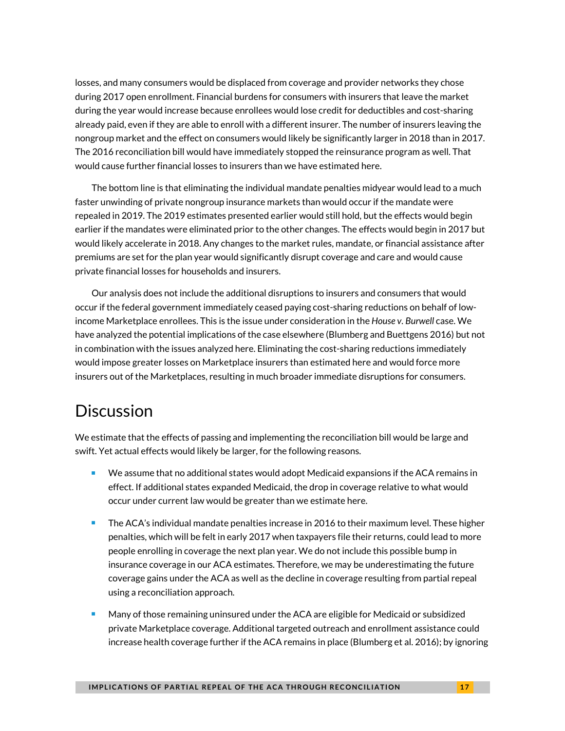losses, and many consumers would be displaced from coverage and provider networks they chose during 2017 open enrollment. Financial burdens for consumers with insurers that leave the market during the year would increase because enrollees would lose credit for deductibles and cost-sharing already paid, even if they are able to enroll with a different insurer. The number of insurers leaving the nongroup market and the effect on consumers would likely be significantly larger in 2018 than in 2017. The 2016 reconciliation bill would have immediately stopped the reinsurance program as well. That would cause further financial losses to insurers than we have estimated here.

The bottom line is that eliminating the individual mandate penalties midyear would lead to a much faster unwinding of private nongroup insurance markets than would occur if the mandate were repealed in 2019. The 2019 estimates presented earlier would still hold, but the effects would begin earlier if the mandates were eliminated prior to the other changes. The effects would begin in 2017 but would likely accelerate in 2018. Any changes to the market rules, mandate, or financial assistance after premiums are set for the plan year would significantly disrupt coverage and care and would cause private financial losses for households and insurers.

Our analysis does not include the additional disruptions to insurers and consumers that would occur if the federal government immediately ceased paying cost-sharing reductions on behalf of low-income Marketplace enrollees. This is the issue under consideration in the *House v. Burwell* case. We have analyzed the potential implications of the case elsewhere (Blumberg and Buettgens 2016) but not in combination with the issues analyzed here. Eliminating the cost-sharing reductions immediately would impose greater losses on Marketplace insurers than estimated here and would force more insurers out of the Marketplaces, resulting in much broader immediate disruptions for consumers.

## Discussion

We estimate that the effects of passing and implementing the reconciliation bill would be large and swift. Yet actual effects would likely be larger, for the following reasons.

- We assume that no additional states would adopt Medicaid expansions if the ACA remains in effect. If additional states expanded Medicaid, the drop in coverage relative to what would occur under current law would be greater than we estimate here.
- The ACA's individual mandate penalties increase in 2016 to their maximum level. These higher penalties, which will be felt in early 2017 when taxpayers file their returns, could lead to more people enrolling in coverage the next plan year. We do not include this possible bump in insurance coverage in our ACA estimates. Therefore, we may be underestimating the future coverage gains under the ACA as well as the decline in coverage resulting from partial repeal using a reconciliation approach.
- Many of those remaining uninsured under the ACA are eligible for Medicaid or subsidized private Marketplace coverage. Additional targeted outreach and enrollment assistance could increase health coverage further if the ACA remains in place (Blumberg et al. 2016); by ignoring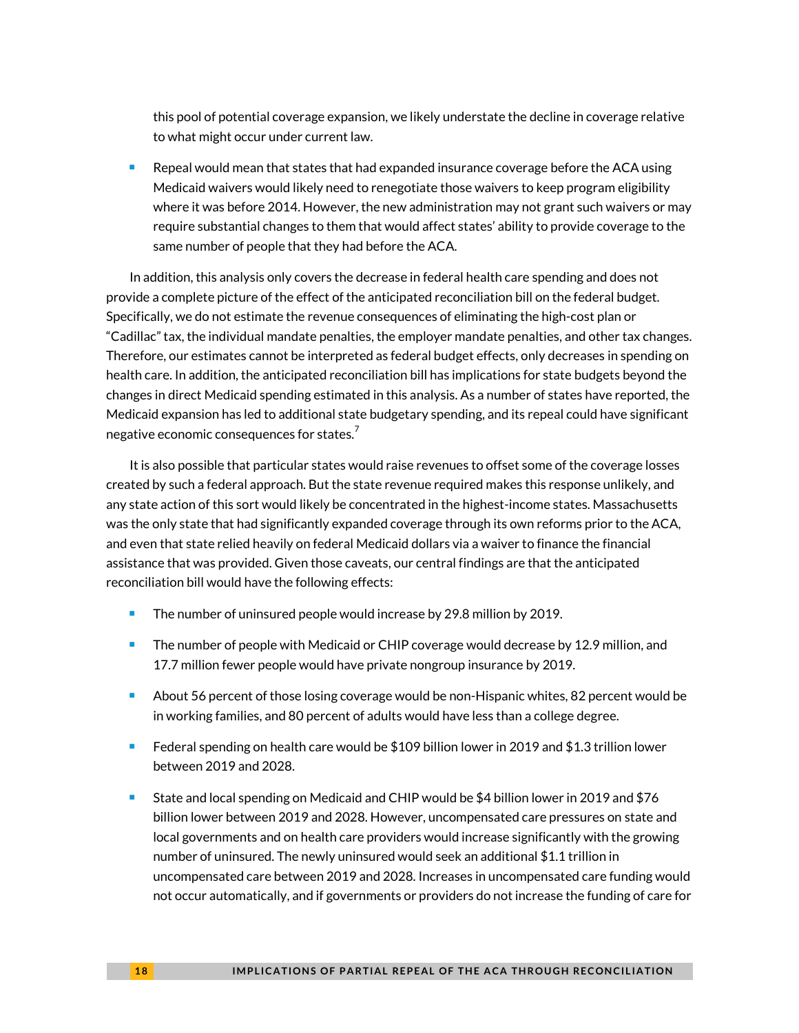this pool of potential coverage expansion, we likely understate the decline in coverage relative to what might occur under current law.

- Repeal would mean that states that had expanded insurance coverage before the ACA using Medicaid waivers would likely need to renegotiate those waivers to keep program eligibility where it was before 2014. However, the new administration may not grant such waivers or may require substantial changes to them that would affect states' ability to provide coverage to the same number of people that they had before the ACA.

In addition, this analysis only covers the decrease in federal health care spending and does not provide a complete picture of the effect of the anticipated reconciliation bill on the federal budget. Specifically, we do not estimate the revenue consequences of eliminating the high-cost plan or "Cadillac" tax, the individual mandate penalties, the employer mandate penalties, and other tax changes. Therefore, our estimates cannot be interpreted as federal budget effects, only decreases in spending on health care. In addition, the anticipated reconciliation bill has implications for state budgets beyond the changes in direct Medicaid spending estimated in this analysis. As a number of states have reported, the Medicaid expansion has led to additional state budgetary spending, and its repeal could have significant negative economic consequences for states.[7]

It is also possible that particular states would raise revenues to offset some of the coverage losses created by such a federal approach. But the state revenue required makes this response unlikely, and any state action of this sort would likely be concentrated in the highest-income states. Massachusetts was the only state that had significantly expanded coverage through its own reforms prior to the ACA, and even that state relied heavily on federal Medicaid dollars via a waiver to finance the financial assistance that was provided. Given those caveats, our central findings are that the anticipated reconciliation bill would have the following effects:

- The number of uninsured people would increase by 29.8 million by 2019.
- The number of people with Medicaid or CHIP coverage would decrease by 12.9 million, and 17.7 million fewer people would have private nongroup insurance by 2019.
- About 56 percent of those losing coverage would be non-Hispanic whites, 82 percent would be in working families, and 80 percent of adults would have less than a college degree.
- Federal spending on health care would be $109 billion lower in 2019 and $1.3 trillion lower between 2019 and 2028.
- State and local spending on Medicaid and CHIP would be $4 billion lower in 2019 and $76 billion lower between 2019 and 2028. However, uncompensated care pressures on state and local governments and on health care providers would increase significantly with the growing number of uninsured. The newly uninsured would seek an additional $1.1 trillion in uncompensated care between 2019 and 2028. Increases in uncompensated care funding would not occur automatically, and if governments or providers do not increase the funding of care for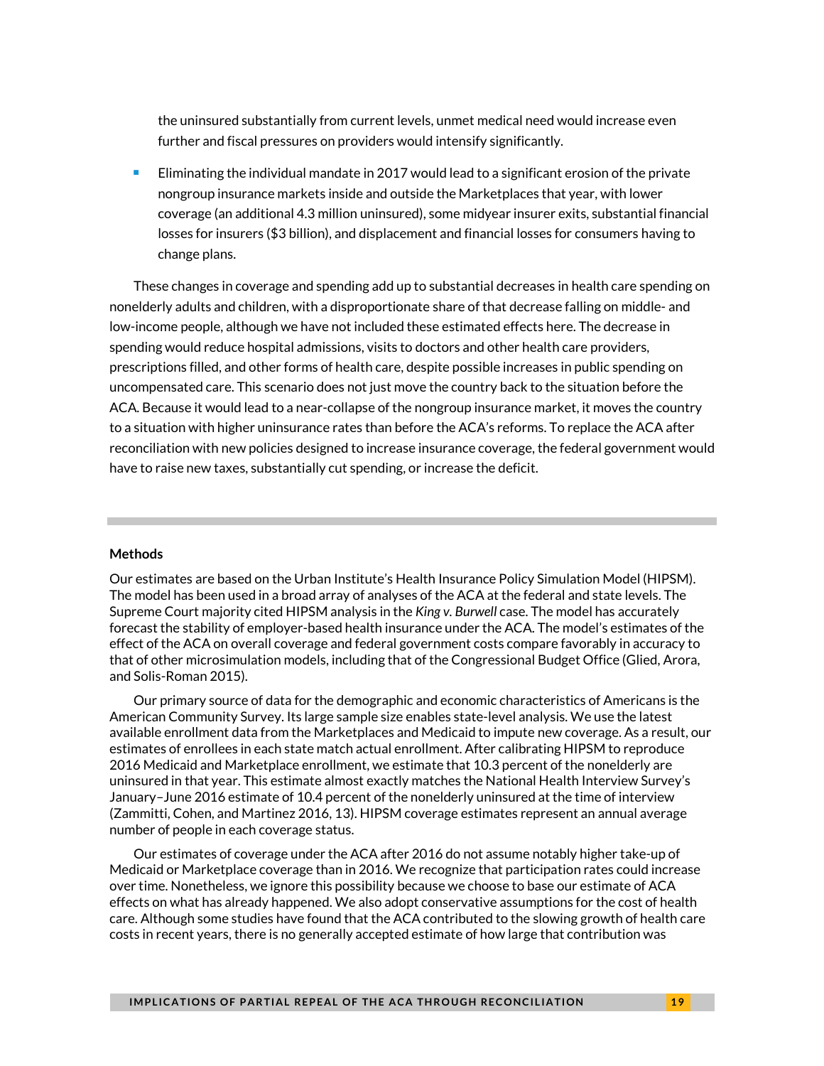the uninsured substantially from current levels, unmet medical need would increase even further and fiscal pressures on providers would intensify significantly.

- Eliminating the individual mandate in 2017 would lead to a significant erosion of the private nongroup insurance markets inside and outside the Marketplaces that year, with lower coverage (an additional 4.3 million uninsured), some midyear insurer exits, substantial financial losses for insurers ($3 billion), and displacement and financial losses for consumers having to change plans.

These changes in coverage and spending add up to substantial decreases in health care spending on nonelderly adults and children, with a disproportionate share of that decrease falling on middle- and low-income people, although we have not included these estimated effects here. The decrease in spending would reduce hospital admissions, visits to doctors and other health care providers, prescriptions filled, and other forms of health care, despite possible increases in public spending on uncompensated care. This scenario does not just move the country back to the situation before the ACA. Because it would lead to a near-collapse of the nongroup insurance market, it moves the country to a situation with higher uninsurance rates than before the ACA's reforms. To replace the ACA after reconciliation with new policies designed to increase insurance coverage, the federal government would have to raise new taxes, substantially cut spending, or increase the deficit.

---

**Methods**

Our estimates are based on the Urban Institute's Health Insurance Policy Simulation Model (HIPSM). The model has been used in a broad array of analyses of the ACA at the federal and state levels. The Supreme Court majority cited HIPSM analysis in the *King v. Burwell* case. The model has accurately forecast the stability of employer-based health insurance under the ACA. The model's estimates of the effect of the ACA on overall coverage and federal government costs compare favorably in accuracy to that of other microsimulation models, including that of the Congressional Budget Office (Glied, Arora, and Solis-Roman 2015).

Our primary source of data for the demographic and economic characteristics of Americans is the American Community Survey. Its large sample size enables state-level analysis. We use the latest available enrollment data from the Marketplaces and Medicaid to impute new coverage. As a result, our estimates of enrollees in each state match actual enrollment. After calibrating HIPSM to reproduce 2016 Medicaid and Marketplace enrollment, we estimate that 10.3 percent of the nonelderly are uninsured in that year. This estimate almost exactly matches the National Health Interview Survey's January–June 2016 estimate of 10.4 percent of the nonelderly uninsured at the time of interview (Zammitti, Cohen, and Martinez 2016, 13). HIPSM coverage estimates represent an annual average number of people in each coverage status.

Our estimates of coverage under the ACA after 2016 do not assume notably higher take-up of Medicaid or Marketplace coverage than in 2016. We recognize that participation rates could increase over time. Nonetheless, we ignore this possibility because we choose to base our estimate of ACA effects on what has already happened. We also adopt conservative assumptions for the cost of health care. Although some studies have found that the ACA contributed to the slowing growth of health care costs in recent years, there is no generally accepted estimate of how large that contribution was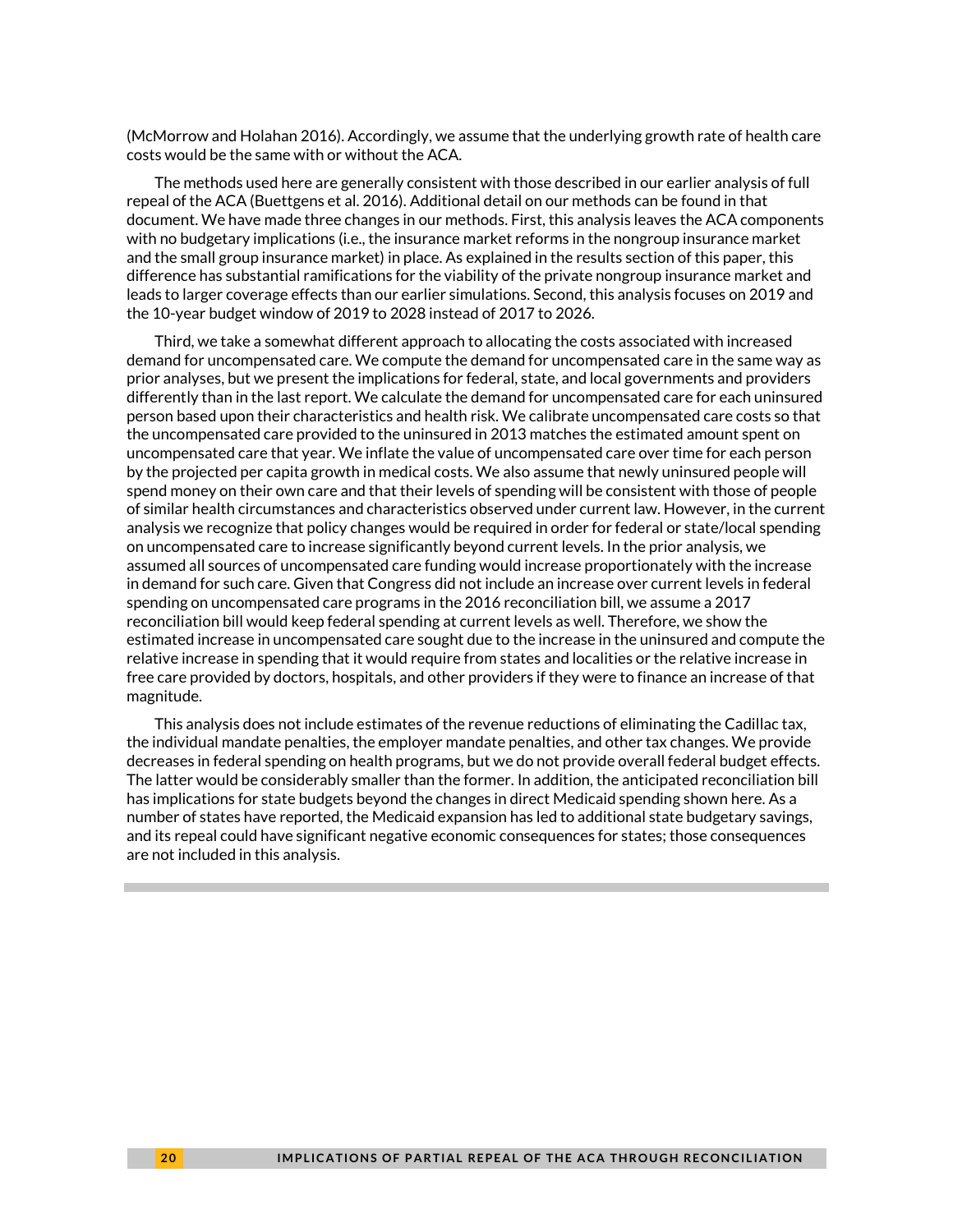(McMorrow and Holahan 2016). Accordingly, we assume that the underlying growth rate of health care costs would be the same with or without the ACA.

The methods used here are generally consistent with those described in our earlier analysis of full repeal of the ACA (Buettgens et al. 2016). Additional detail on our methods can be found in that document. We have made three changes in our methods. First, this analysis leaves the ACA components with no budgetary implications (i.e., the insurance market reforms in the nongroup insurance market and the small group insurance market) in place. As explained in the results section of this paper, this difference has substantial ramifications for the viability of the private nongroup insurance market and leads to larger coverage effects than our earlier simulations. Second, this analysis focuses on 2019 and the 10-year budget window of 2019 to 2028 instead of 2017 to 2026.

Third, we take a somewhat different approach to allocating the costs associated with increased demand for uncompensated care. We compute the demand for uncompensated care in the same way as prior analyses, but we present the implications for federal, state, and local governments and providers differently than in the last report. We calculate the demand for uncompensated care for each uninsured person based upon their characteristics and health risk. We calibrate uncompensated care costs so that the uncompensated care provided to the uninsured in 2013 matches the estimated amount spent on uncompensated care that year. We inflate the value of uncompensated care over time for each person by the projected per capita growth in medical costs. We also assume that newly uninsured people will spend money on their own care and that their levels of spending will be consistent with those of people of similar health circumstances and characteristics observed under current law. However, in the current analysis we recognize that policy changes would be required in order for federal or state/local spending on uncompensated care to increase significantly beyond current levels. In the prior analysis, we assumed all sources of uncompensated care funding would increase proportionately with the increase in demand for such care. Given that Congress did not include an increase over current levels in federal spending on uncompensated care programs in the 2016 reconciliation bill, we assume a 2017 reconciliation bill would keep federal spending at current levels as well. Therefore, we show the estimated increase in uncompensated care sought due to the increase in the uninsured and compute the relative increase in spending that it would require from states and localities or the relative increase in free care provided by doctors, hospitals, and other providers if they were to finance an increase of that magnitude.

This analysis does not include estimates of the revenue reductions of eliminating the Cadillac tax, the individual mandate penalties, the employer mandate penalties, and other tax changes. We provide decreases in federal spending on health programs, but we do not provide overall federal budget effects. The latter would be considerably smaller than the former. In addition, the anticipated reconciliation bill has implications for state budgets beyond the changes in direct Medicaid spending shown here. As a number of states have reported, the Medicaid expansion has led to additional state budgetary savings, and its repeal could have significant negative economic consequences for states; those consequences are not included in this analysis.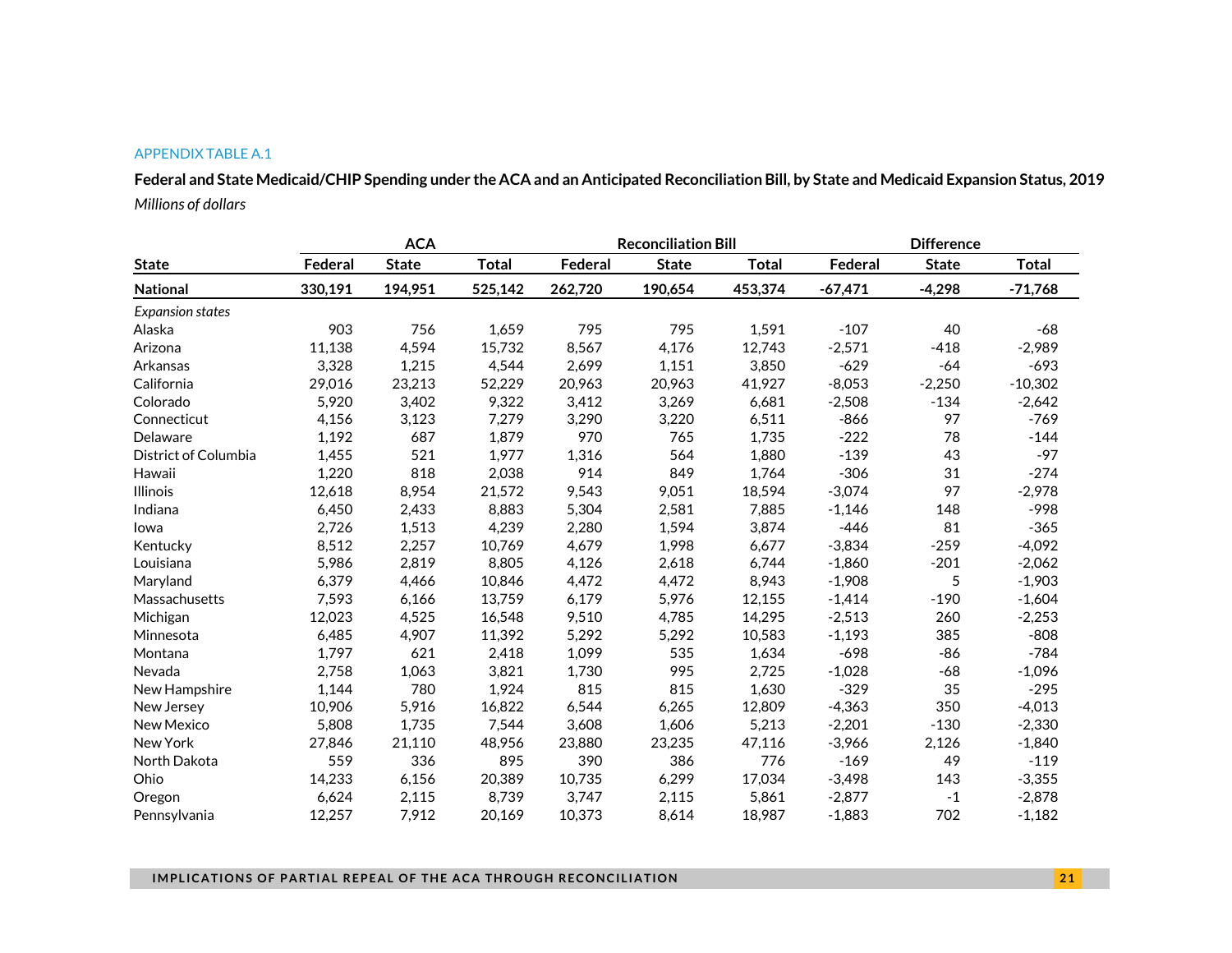APPENDIX TABLE A.1

**Federal and State Medicaid/CHIP Spending under the ACA and an Anticipated Reconciliation Bill, by State and Medicaid Expansion Status, 2019**

*Millions of dollars*

| | ACA | | | Reconciliation Bill | | | Difference | | |
|---|---|---|---|---|---|---|---|---|---|
| **State** | **Federal** | **State** | **Total** | **Federal** | **State** | **Total** | **Federal** | **State** | **Total** |
| **National** | **330,191** | **194,951** | **525,142** | **262,720** | **190,654** | **453,374** | **-67,471** | **-4,298** | **-71,768** |
| *Expansion states* | | | | | | | | | |
| Alaska | 903 | 756 | 1,659 | 795 | 795 | 1,591 | -107 | 40 | -68 |
| Arizona | 11,138 | 4,594 | 15,732 | 8,567 | 4,176 | 12,743 | -2,571 | -418 | -2,989 |
| Arkansas | 3,328 | 1,215 | 4,544 | 2,699 | 1,151 | 3,850 | -629 | -64 | -693 |
| California | 29,016 | 23,213 | 52,229 | 20,963 | 20,963 | 41,927 | -8,053 | -2,250 | -10,302 |
| Colorado | 5,920 | 3,402 | 9,322 | 3,412 | 3,269 | 6,681 | -2,508 | -134 | -2,642 |
| Connecticut | 4,156 | 3,123 | 7,279 | 3,290 | 3,220 | 6,511 | -866 | 97 | -769 |
| Delaware | 1,192 | 687 | 1,879 | 970 | 765 | 1,735 | -222 | 78 | -144 |
| District of Columbia | 1,455 | 521 | 1,977 | 1,316 | 564 | 1,880 | -139 | 43 | -97 |
| Hawaii | 1,220 | 818 | 2,038 | 914 | 849 | 1,764 | -306 | 31 | -274 |
| Illinois | 12,618 | 8,954 | 21,572 | 9,543 | 9,051 | 18,594 | -3,074 | 97 | -2,978 |
| Indiana | 6,450 | 2,433 | 8,883 | 5,304 | 2,581 | 7,885 | -1,146 | 148 | -998 |
| Iowa | 2,726 | 1,513 | 4,239 | 2,280 | 1,594 | 3,874 | -446 | 81 | -365 |
| Kentucky | 8,512 | 2,257 | 10,769 | 4,679 | 1,998 | 6,677 | -3,834 | -259 | -4,092 |
| Louisiana | 5,986 | 2,819 | 8,805 | 4,126 | 2,618 | 6,744 | -1,860 | -201 | -2,062 |
| Maryland | 6,379 | 4,466 | 10,846 | 4,472 | 4,472 | 8,943 | -1,908 | 5 | -1,903 |
| Massachusetts | 7,593 | 6,166 | 13,759 | 6,179 | 5,976 | 12,155 | -1,414 | -190 | -1,604 |
| Michigan | 12,023 | 4,525 | 16,548 | 9,510 | 4,785 | 14,295 | -2,513 | 260 | -2,253 |
| Minnesota | 6,485 | 4,907 | 11,392 | 5,292 | 5,292 | 10,583 | -1,193 | 385 | -808 |
| Montana | 1,797 | 621 | 2,418 | 1,099 | 535 | 1,634 | -698 | -86 | -784 |
| Nevada | 2,758 | 1,063 | 3,821 | 1,730 | 995 | 2,725 | -1,028 | -68 | -1,096 |
| New Hampshire | 1,144 | 780 | 1,924 | 815 | 815 | 1,630 | -329 | 35 | -295 |
| New Jersey | 10,906 | 5,916 | 16,822 | 6,544 | 6,265 | 12,809 | -4,363 | 350 | -4,013 |
| New Mexico | 5,808 | 1,735 | 7,544 | 3,608 | 1,606 | 5,213 | -2,201 | -130 | -2,330 |
| New York | 27,846 | 21,110 | 48,956 | 23,880 | 23,235 | 47,116 | -3,966 | 2,126 | -1,840 |
| North Dakota | 559 | 336 | 895 | 390 | 386 | 776 | -169 | 49 | -119 |
| Ohio | 14,233 | 6,156 | 20,389 | 10,735 | 6,299 | 17,034 | -3,498 | 143 | -3,355 |
| Oregon | 6,624 | 2,115 | 8,739 | 3,747 | 2,115 | 5,861 | -2,877 | -1 | -2,878 |
| Pennsylvania | 12,257 | 7,912 | 20,169 | 10,373 | 8,614 | 18,987 | -1,883 | 702 | -1,182 |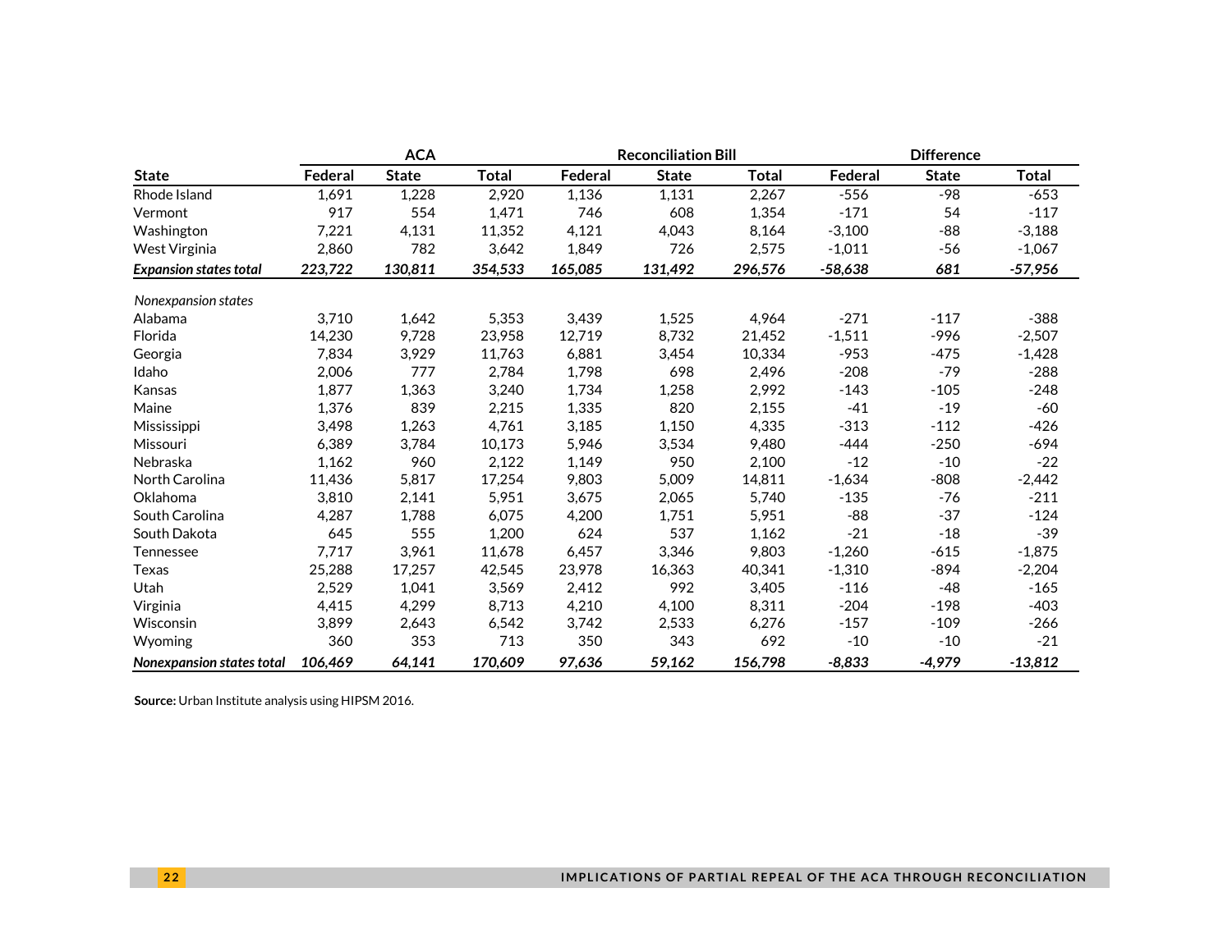| | ACA | | | Reconciliation Bill | | | Difference | | |
|---|---|---|---|---|---|---|---|---|---|
| **State** | **Federal** | **State** | **Total** | **Federal** | **State** | **Total** | **Federal** | **State** | **Total** |
| Rhode Island | 1,691 | 1,228 | 2,920 | 1,136 | 1,131 | 2,267 | -556 | -98 | -653 |
| Vermont | 917 | 554 | 1,471 | 746 | 608 | 1,354 | -171 | 54 | -117 |
| Washington | 7,221 | 4,131 | 11,352 | 4,121 | 4,043 | 8,164 | -3,100 | -88 | -3,188 |
| West Virginia | 2,860 | 782 | 3,642 | 1,849 | 726 | 2,575 | -1,011 | -56 | -1,067 |
| ***Expansion states total*** | ***223,722*** | ***130,811*** | ***354,533*** | ***165,085*** | ***131,492*** | ***296,576*** | ***-58,638*** | ***681*** | ***-57,956*** |
| *Nonexpansion states* | | | | | | | | | |
| Alabama | 3,710 | 1,642 | 5,353 | 3,439 | 1,525 | 4,964 | -271 | -117 | -388 |
| Florida | 14,230 | 9,728 | 23,958 | 12,719 | 8,732 | 21,452 | -1,511 | -996 | -2,507 |
| Georgia | 7,834 | 3,929 | 11,763 | 6,881 | 3,454 | 10,334 | -953 | -475 | -1,428 |
| Idaho | 2,006 | 777 | 2,784 | 1,798 | 698 | 2,496 | -208 | -79 | -288 |
| Kansas | 1,877 | 1,363 | 3,240 | 1,734 | 1,258 | 2,992 | -143 | -105 | -248 |
| Maine | 1,376 | 839 | 2,215 | 1,335 | 820 | 2,155 | -41 | -19 | -60 |
| Mississippi | 3,498 | 1,263 | 4,761 | 3,185 | 1,150 | 4,335 | -313 | -112 | -426 |
| Missouri | 6,389 | 3,784 | 10,173 | 5,946 | 3,534 | 9,480 | -444 | -250 | -694 |
| Nebraska | 1,162 | 960 | 2,122 | 1,149 | 950 | 2,100 | -12 | -10 | -22 |
| North Carolina | 11,436 | 5,817 | 17,254 | 9,803 | 5,009 | 14,811 | -1,634 | -808 | -2,442 |
| Oklahoma | 3,810 | 2,141 | 5,951 | 3,675 | 2,065 | 5,740 | -135 | -76 | -211 |
| South Carolina | 4,287 | 1,788 | 6,075 | 4,200 | 1,751 | 5,951 | -88 | -37 | -124 |
| South Dakota | 645 | 555 | 1,200 | 624 | 537 | 1,162 | -21 | -18 | -39 |
| Tennessee | 7,717 | 3,961 | 11,678 | 6,457 | 3,346 | 9,803 | -1,260 | -615 | -1,875 |
| Texas | 25,288 | 17,257 | 42,545 | 23,978 | 16,363 | 40,341 | -1,310 | -894 | -2,204 |
| Utah | 2,529 | 1,041 | 3,569 | 2,412 | 992 | 3,405 | -116 | -48 | -165 |
| Virginia | 4,415 | 4,299 | 8,713 | 4,210 | 4,100 | 8,311 | -204 | -198 | -403 |
| Wisconsin | 3,899 | 2,643 | 6,542 | 3,742 | 2,533 | 6,276 | -157 | -109 | -266 |
| Wyoming | 360 | 353 | 713 | 350 | 343 | 692 | -10 | -10 | -21 |
| ***Nonexpansion states total*** | ***106,469*** | ***64,141*** | ***170,609*** | ***97,636*** | ***59,162*** | ***156,798*** | ***-8,833*** | ***-4,979*** | ***-13,812*** |

**Source:** Urban Institute analysis using HIPSM 2016.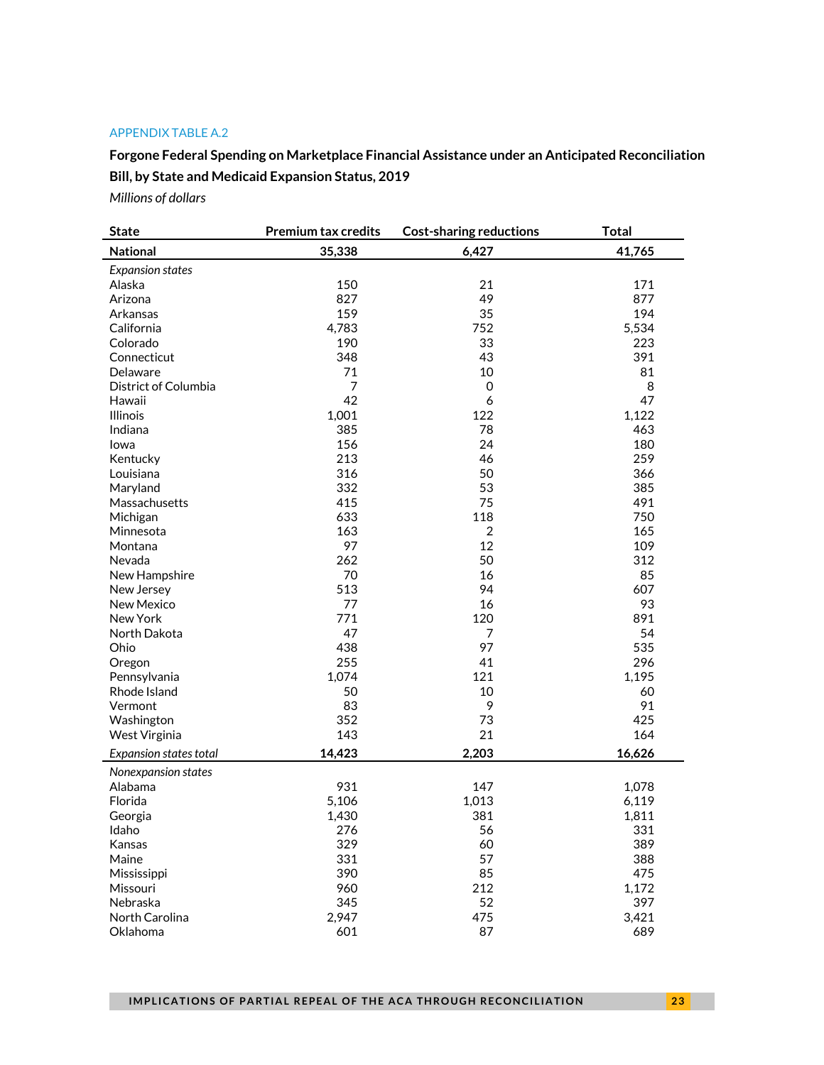APPENDIX TABLE A.2

**Forgone Federal Spending on Marketplace Financial Assistance under an Anticipated Reconciliation Bill, by State and Medicaid Expansion Status, 2019**

*Millions of dollars*

| State | Premium tax credits | Cost-sharing reductions | Total |
|---|---|---|---|
| **National** | **35,338** | **6,427** | **41,765** |
| *Expansion states* | | | |
| Alaska | 150 | 21 | 171 |
| Arizona | 827 | 49 | 877 |
| Arkansas | 159 | 35 | 194 |
| California | 4,783 | 752 | 5,534 |
| Colorado | 190 | 33 | 223 |
| Connecticut | 348 | 43 | 391 |
| Delaware | 71 | 10 | 81 |
| District of Columbia | 7 | 0 | 8 |
| Hawaii | 42 | 6 | 47 |
| Illinois | 1,001 | 122 | 1,122 |
| Indiana | 385 | 78 | 463 |
| Iowa | 156 | 24 | 180 |
| Kentucky | 213 | 46 | 259 |
| Louisiana | 316 | 50 | 366 |
| Maryland | 332 | 53 | 385 |
| Massachusetts | 415 | 75 | 491 |
| Michigan | 633 | 118 | 750 |
| Minnesota | 163 | 2 | 165 |
| Montana | 97 | 12 | 109 |
| Nevada | 262 | 50 | 312 |
| New Hampshire | 70 | 16 | 85 |
| New Jersey | 513 | 94 | 607 |
| New Mexico | 77 | 16 | 93 |
| New York | 771 | 120 | 891 |
| North Dakota | 47 | 7 | 54 |
| Ohio | 438 | 97 | 535 |
| Oregon | 255 | 41 | 296 |
| Pennsylvania | 1,074 | 121 | 1,195 |
| Rhode Island | 50 | 10 | 60 |
| Vermont | 83 | 9 | 91 |
| Washington | 352 | 73 | 425 |
| West Virginia | 143 | 21 | 164 |
| *Expansion states total* | **14,423** | **2,203** | **16,626** |
| *Nonexpansion states* | | | |
| Alabama | 931 | 147 | 1,078 |
| Florida | 5,106 | 1,013 | 6,119 |
| Georgia | 1,430 | 381 | 1,811 |
| Idaho | 276 | 56 | 331 |
| Kansas | 329 | 60 | 389 |
| Maine | 331 | 57 | 388 |
| Mississippi | 390 | 85 | 475 |
| Missouri | 960 | 212 | 1,172 |
| Nebraska | 345 | 52 | 397 |
| North Carolina | 2,947 | 475 | 3,421 |
| Oklahoma | 601 | 87 | 689 |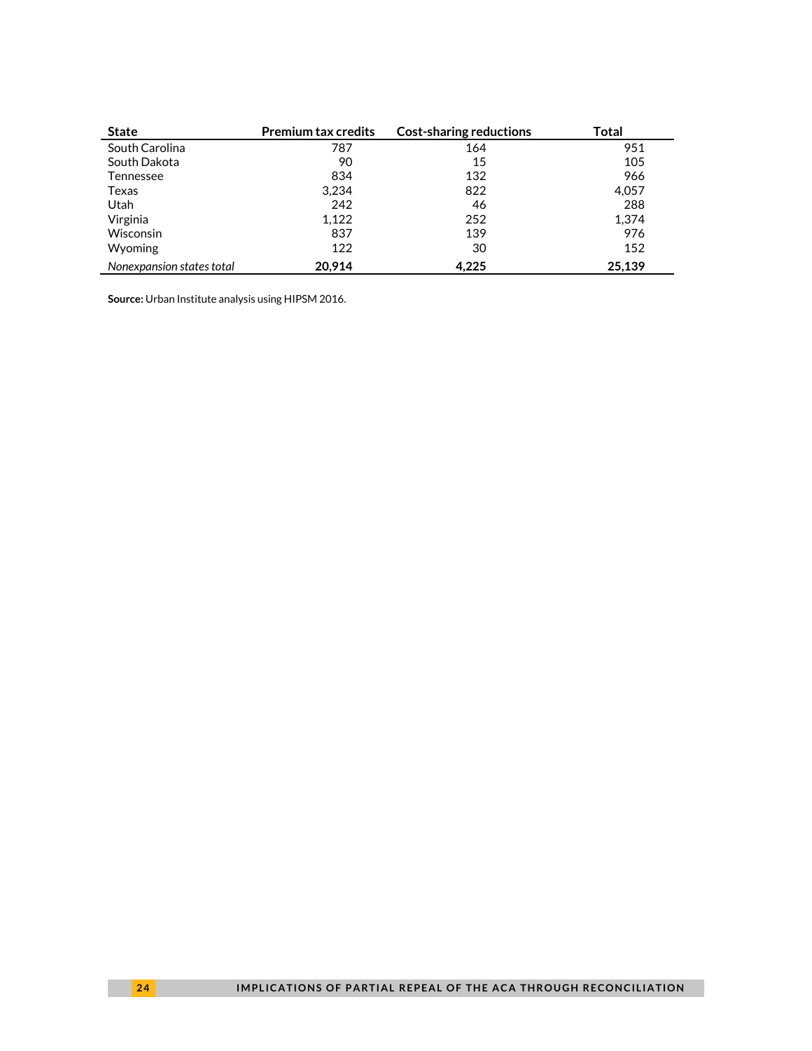| State | Premium tax credits | Cost-sharing reductions | Total |
|---|---|---|---|
| South Carolina | 787 | 164 | 951 |
| South Dakota | 90 | 15 | 105 |
| Tennessee | 834 | 132 | 966 |
| Texas | 3,234 | 822 | 4,057 |
| Utah | 242 | 46 | 288 |
| Virginia | 1,122 | 252 | 1,374 |
| Wisconsin | 837 | 139 | 976 |
| Wyoming | 122 | 30 | 152 |
| *Nonexpansion states total* | **20,914** | **4,225** | **25,139** |

**Source:** Urban Institute analysis using HIPSM 2016.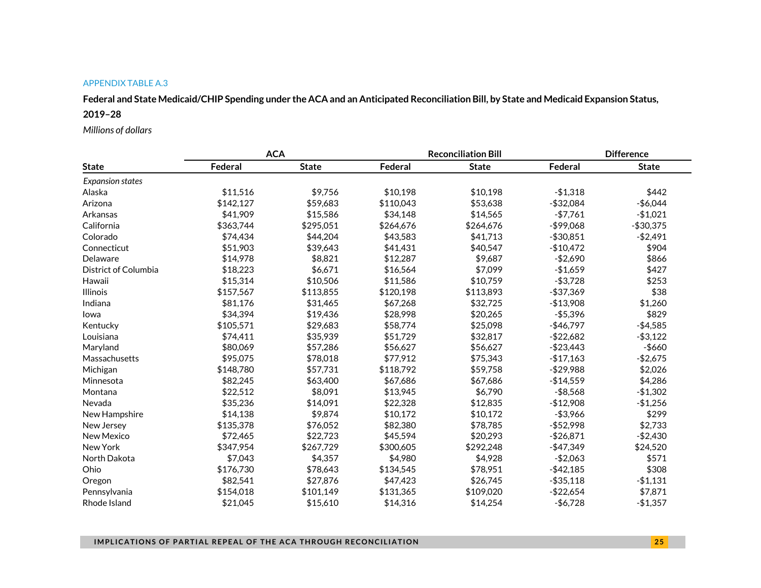APPENDIX TABLE A.3

**Federal and State Medicaid/CHIP Spending under the ACA and an Anticipated Reconciliation Bill, by State and Medicaid Expansion Status, 2019–28**

*Millions of dollars*

| | ACA | | Reconciliation Bill | | Difference | |
|---|---|---|---|---|---|---|
| **State** | **Federal** | **State** | **Federal** | **State** | **Federal** | **State** |
| *Expansion states* | | | | | | |
| Alaska | $11,516 | $9,756 | $10,198 | $10,198 | -$1,318 | $442 |
| Arizona | $142,127 | $59,683 | $110,043 | $53,638 | -$32,084 | -$6,044 |
| Arkansas | $41,909 | $15,586 | $34,148 | $14,565 | -$7,761 | -$1,021 |
| California | $363,744 | $295,051 | $264,676 | $264,676 | -$99,068 | -$30,375 |
| Colorado | $74,434 | $44,204 | $43,583 | $41,713 | -$30,851 | -$2,491 |
| Connecticut | $51,903 | $39,643 | $41,431 | $40,547 | -$10,472 | $904 |
| Delaware | $14,978 | $8,821 | $12,287 | $9,687 | -$2,690 | $866 |
| District of Columbia | $18,223 | $6,671 | $16,564 | $7,099 | -$1,659 | $427 |
| Hawaii | $15,314 | $10,506 | $11,586 | $10,759 | -$3,728 | $253 |
| Illinois | $157,567 | $113,855 | $120,198 | $113,893 | -$37,369 | $38 |
| Indiana | $81,176 | $31,465 | $67,268 | $32,725 | -$13,908 | $1,260 |
| Iowa | $34,394 | $19,436 | $28,998 | $20,265 | -$5,396 | $829 |
| Kentucky | $105,571 | $29,683 | $58,774 | $25,098 | -$46,797 | -$4,585 |
| Louisiana | $74,411 | $35,939 | $51,729 | $32,817 | -$22,682 | -$3,122 |
| Maryland | $80,069 | $57,286 | $56,627 | $56,627 | -$23,443 | -$660 |
| Massachusetts | $95,075 | $78,018 | $77,912 | $75,343 | -$17,163 | -$2,675 |
| Michigan | $148,780 | $57,731 | $118,792 | $59,758 | -$29,988 | $2,026 |
| Minnesota | $82,245 | $63,400 | $67,686 | $67,686 | -$14,559 | $4,286 |
| Montana | $22,512 | $8,091 | $13,945 | $6,790 | -$8,568 | -$1,302 |
| Nevada | $35,236 | $14,091 | $22,328 | $12,835 | -$12,908 | -$1,256 |
| New Hampshire | $14,138 | $9,874 | $10,172 | $10,172 | -$3,966 | $299 |
| New Jersey | $135,378 | $76,052 | $82,380 | $78,785 | -$52,998 | $2,733 |
| New Mexico | $72,465 | $22,723 | $45,594 | $20,293 | -$26,871 | -$2,430 |
| New York | $347,954 | $267,729 | $300,605 | $292,248 | -$47,349 | $24,520 |
| North Dakota | $7,043 | $4,357 | $4,980 | $4,928 | -$2,063 | $571 |
| Ohio | $176,730 | $78,643 | $134,545 | $78,951 | -$42,185 | $308 |
| Oregon | $82,541 | $27,876 | $47,423 | $26,745 | -$35,118 | -$1,131 |
| Pennsylvania | $154,018 | $101,149 | $131,365 | $109,020 | -$22,654 | $7,871 |
| Rhode Island | $21,045 | $15,610 | $14,316 | $14,254 | -$6,728 | -$1,357 |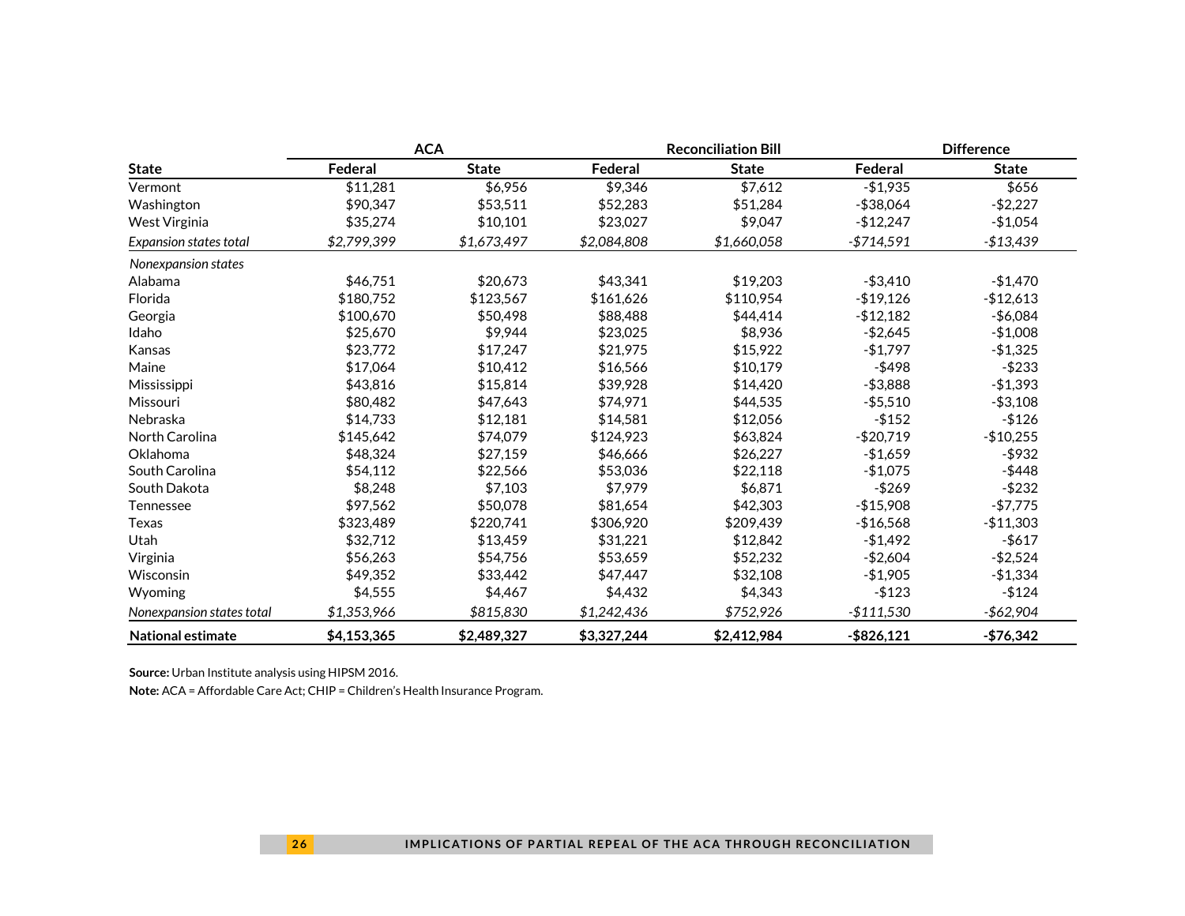| | ACA | | Reconciliation Bill | | Difference | |
|---|---|---|---|---|---|---|
| **State** | **Federal** | **State** | **Federal** | **State** | **Federal** | **State** |
| Vermont | $11,281 | $6,956 | $9,346 | $7,612 | -$1,935 | $656 |
| Washington | $90,347 | $53,511 | $52,283 | $51,284 | -$38,064 | -$2,227 |
| West Virginia | $35,274 | $10,101 | $23,027 | $9,047 | -$12,247 | -$1,054 |
| *Expansion states total* | *$2,799,399* | *$1,673,497* | *$2,084,808* | *$1,660,058* | *-$714,591* | *-$13,439* |
| *Nonexpansion states* | | | | | | |
| Alabama | $46,751 | $20,673 | $43,341 | $19,203 | -$3,410 | -$1,470 |
| Florida | $180,752 | $123,567 | $161,626 | $110,954 | -$19,126 | -$12,613 |
| Georgia | $100,670 | $50,498 | $88,488 | $44,414 | -$12,182 | -$6,084 |
| Idaho | $25,670 | $9,944 | $23,025 | $8,936 | -$2,645 | -$1,008 |
| Kansas | $23,772 | $17,247 | $21,975 | $15,922 | -$1,797 | -$1,325 |
| Maine | $17,064 | $10,412 | $16,566 | $10,179 | -$498 | -$233 |
| Mississippi | $43,816 | $15,814 | $39,928 | $14,420 | -$3,888 | -$1,393 |
| Missouri | $80,482 | $47,643 | $74,971 | $44,535 | -$5,510 | -$3,108 |
| Nebraska | $14,733 | $12,181 | $14,581 | $12,056 | -$152 | -$126 |
| North Carolina | $145,642 | $74,079 | $124,923 | $63,824 | -$20,719 | -$10,255 |
| Oklahoma | $48,324 | $27,159 | $46,666 | $26,227 | -$1,659 | -$932 |
| South Carolina | $54,112 | $22,566 | $53,036 | $22,118 | -$1,075 | -$448 |
| South Dakota | $8,248 | $7,103 | $7,979 | $6,871 | -$269 | -$232 |
| Tennessee | $97,562 | $50,078 | $81,654 | $42,303 | -$15,908 | -$7,775 |
| Texas | $323,489 | $220,741 | $306,920 | $209,439 | -$16,568 | -$11,303 |
| Utah | $32,712 | $13,459 | $31,221 | $12,842 | -$1,492 | -$617 |
| Virginia | $56,263 | $54,756 | $53,659 | $52,232 | -$2,604 | -$2,524 |
| Wisconsin | $49,352 | $33,442 | $47,447 | $32,108 | -$1,905 | -$1,334 |
| Wyoming | $4,555 | $4,467 | $4,432 | $4,343 | -$123 | -$124 |
| *Nonexpansion states total* | *$1,353,966* | *$815,830* | *$1,242,436* | *$752,926* | *-$111,530* | *-$62,904* |
| **National estimate** | **$4,153,365** | **$2,489,327** | **$3,327,244** | **$2,412,984** | **-$826,121** | **-$76,342** |

**Source:** Urban Institute analysis using HIPSM 2016.

**Note:** ACA = Affordable Care Act; CHIP = Children's Health Insurance Program.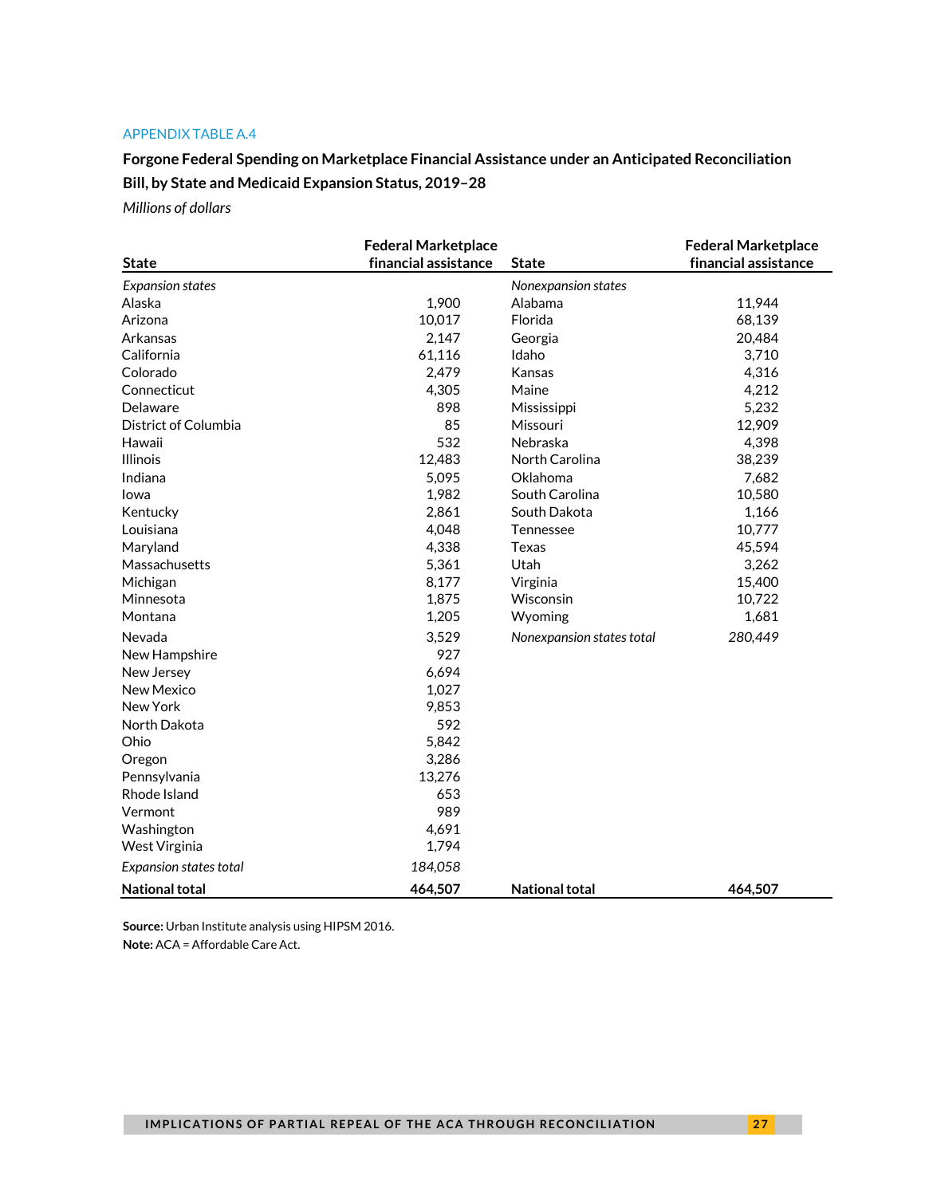APPENDIX TABLE A.4

**Forgone Federal Spending on Marketplace Financial Assistance under an Anticipated Reconciliation Bill, by State and Medicaid Expansion Status, 2019–28**

*Millions of dollars*

| State | Federal Marketplace financial assistance | State | Federal Marketplace financial assistance |
|---|---|---|---|
| *Expansion states* | | *Nonexpansion states* | |
| Alaska | 1,900 | Alabama | 11,944 |
| Arizona | 10,017 | Florida | 68,139 |
| Arkansas | 2,147 | Georgia | 20,484 |
| California | 61,116 | Idaho | 3,710 |
| Colorado | 2,479 | Kansas | 4,316 |
| Connecticut | 4,305 | Maine | 4,212 |
| Delaware | 898 | Mississippi | 5,232 |
| District of Columbia | 85 | Missouri | 12,909 |
| Hawaii | 532 | Nebraska | 4,398 |
| Illinois | 12,483 | North Carolina | 38,239 |
| Indiana | 5,095 | Oklahoma | 7,682 |
| Iowa | 1,982 | South Carolina | 10,580 |
| Kentucky | 2,861 | South Dakota | 1,166 |
| Louisiana | 4,048 | Tennessee | 10,777 |
| Maryland | 4,338 | Texas | 45,594 |
| Massachusetts | 5,361 | Utah | 3,262 |
| Michigan | 8,177 | Virginia | 15,400 |
| Minnesota | 1,875 | Wisconsin | 10,722 |
| Montana | 1,205 | Wyoming | 1,681 |
| Nevada | 3,529 | *Nonexpansion states total* | *280,449* |
| New Hampshire | 927 | | |
| New Jersey | 6,694 | | |
| New Mexico | 1,027 | | |
| New York | 9,853 | | |
| North Dakota | 592 | | |
| Ohio | 5,842 | | |
| Oregon | 3,286 | | |
| Pennsylvania | 13,276 | | |
| Rhode Island | 653 | | |
| Vermont | 989 | | |
| Washington | 4,691 | | |
| West Virginia | 1,794 | | |
| *Expansion states total* | *184,058* | | |
| **National total** | **464,507** | **National total** | **464,507** |

**Source:** Urban Institute analysis using HIPSM 2016.

**Note:** ACA = Affordable Care Act.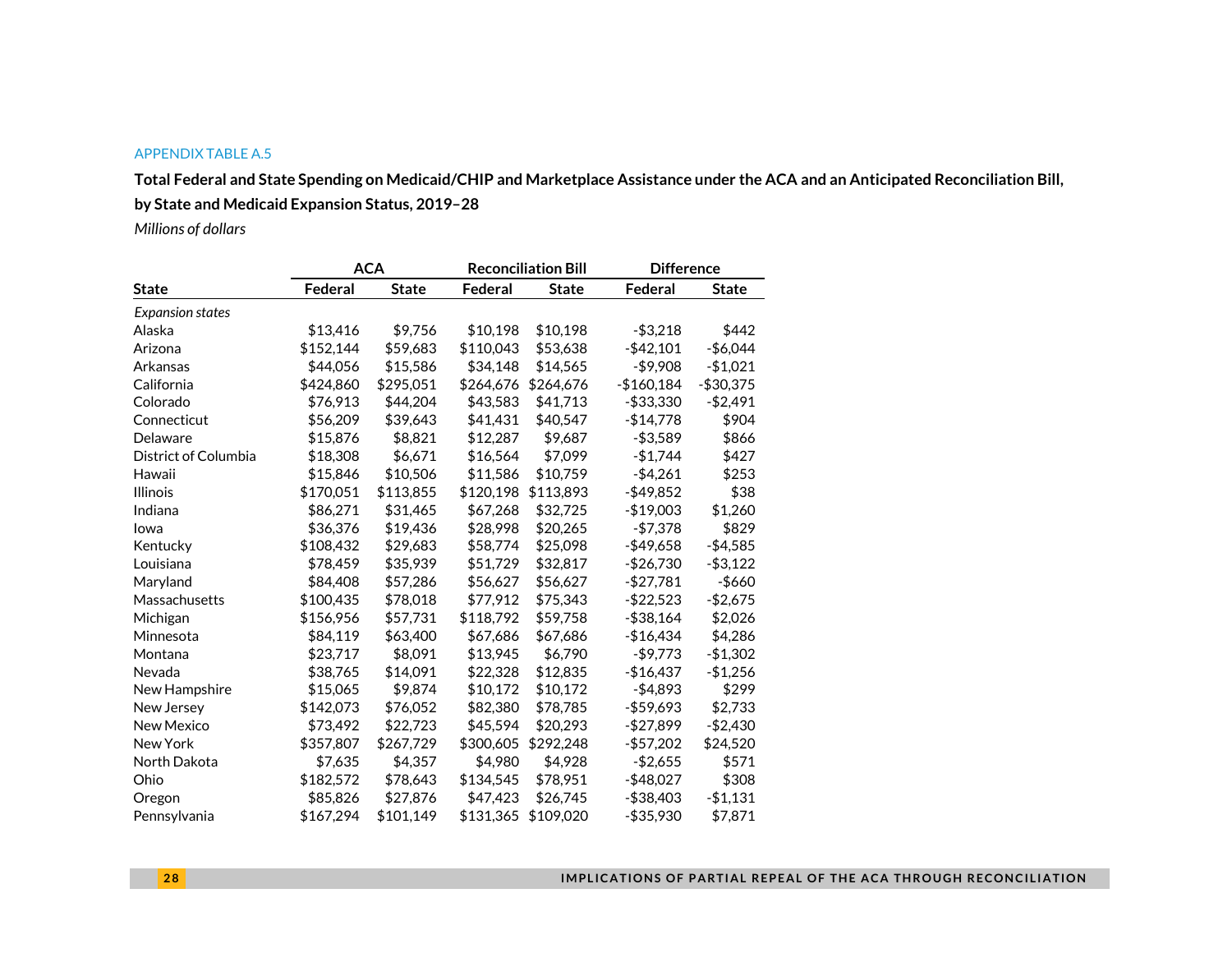APPENDIX TABLE A.5

**Total Federal and State Spending on Medicaid/CHIP and Marketplace Assistance under the ACA and an Anticipated Reconciliation Bill, by State and Medicaid Expansion Status, 2019–28**

*Millions of dollars*

| | ACA | | Reconciliation Bill | | Difference | |
|---|---|---|---|---|---|---|
| **State** | **Federal** | **State** | **Federal** | **State** | **Federal** | **State** |
| *Expansion states* | | | | | | |
| Alaska | $13,416 | $9,756 | $10,198 | $10,198 | -$3,218 | $442 |
| Arizona | $152,144 | $59,683 | $110,043 | $53,638 | -$42,101 | -$6,044 |
| Arkansas | $44,056 | $15,586 | $34,148 | $14,565 | -$9,908 | -$1,021 |
| California | $424,860 | $295,051 | $264,676 | $264,676 | -$160,184 | -$30,375 |
| Colorado | $76,913 | $44,204 | $43,583 | $41,713 | -$33,330 | -$2,491 |
| Connecticut | $56,209 | $39,643 | $41,431 | $40,547 | -$14,778 | $904 |
| Delaware | $15,876 | $8,821 | $12,287 | $9,687 | -$3,589 | $866 |
| District of Columbia | $18,308 | $6,671 | $16,564 | $7,099 | -$1,744 | $427 |
| Hawaii | $15,846 | $10,506 | $11,586 | $10,759 | -$4,261 | $253 |
| Illinois | $170,051 | $113,855 | $120,198 | $113,893 | -$49,852 | $38 |
| Indiana | $86,271 | $31,465 | $67,268 | $32,725 | -$19,003 | $1,260 |
| Iowa | $36,376 | $19,436 | $28,998 | $20,265 | -$7,378 | $829 |
| Kentucky | $108,432 | $29,683 | $58,774 | $25,098 | -$49,658 | -$4,585 |
| Louisiana | $78,459 | $35,939 | $51,729 | $32,817 | -$26,730 | -$3,122 |
| Maryland | $84,408 | $57,286 | $56,627 | $56,627 | -$27,781 | -$660 |
| Massachusetts | $100,435 | $78,018 | $77,912 | $75,343 | -$22,523 | -$2,675 |
| Michigan | $156,956 | $57,731 | $118,792 | $59,758 | -$38,164 | $2,026 |
| Minnesota | $84,119 | $63,400 | $67,686 | $67,686 | -$16,434 | $4,286 |
| Montana | $23,717 | $8,091 | $13,945 | $6,790 | -$9,773 | -$1,302 |
| Nevada | $38,765 | $14,091 | $22,328 | $12,835 | -$16,437 | -$1,256 |
| New Hampshire | $15,065 | $9,874 | $10,172 | $10,172 | -$4,893 | $299 |
| New Jersey | $142,073 | $76,052 | $82,380 | $78,785 | -$59,693 | $2,733 |
| New Mexico | $73,492 | $22,723 | $45,594 | $20,293 | -$27,899 | -$2,430 |
| New York | $357,807 | $267,729 | $300,605 | $292,248 | -$57,202 | $24,520 |
| North Dakota | $7,635 | $4,357 | $4,980 | $4,928 | -$2,655 | $571 |
| Ohio | $182,572 | $78,643 | $134,545 | $78,951 | -$48,027 | $308 |
| Oregon | $85,826 | $27,876 | $47,423 | $26,745 | -$38,403 | -$1,131 |
| Pennsylvania | $167,294 | $101,149 | $131,365 | $109,020 | -$35,930 | $7,871 |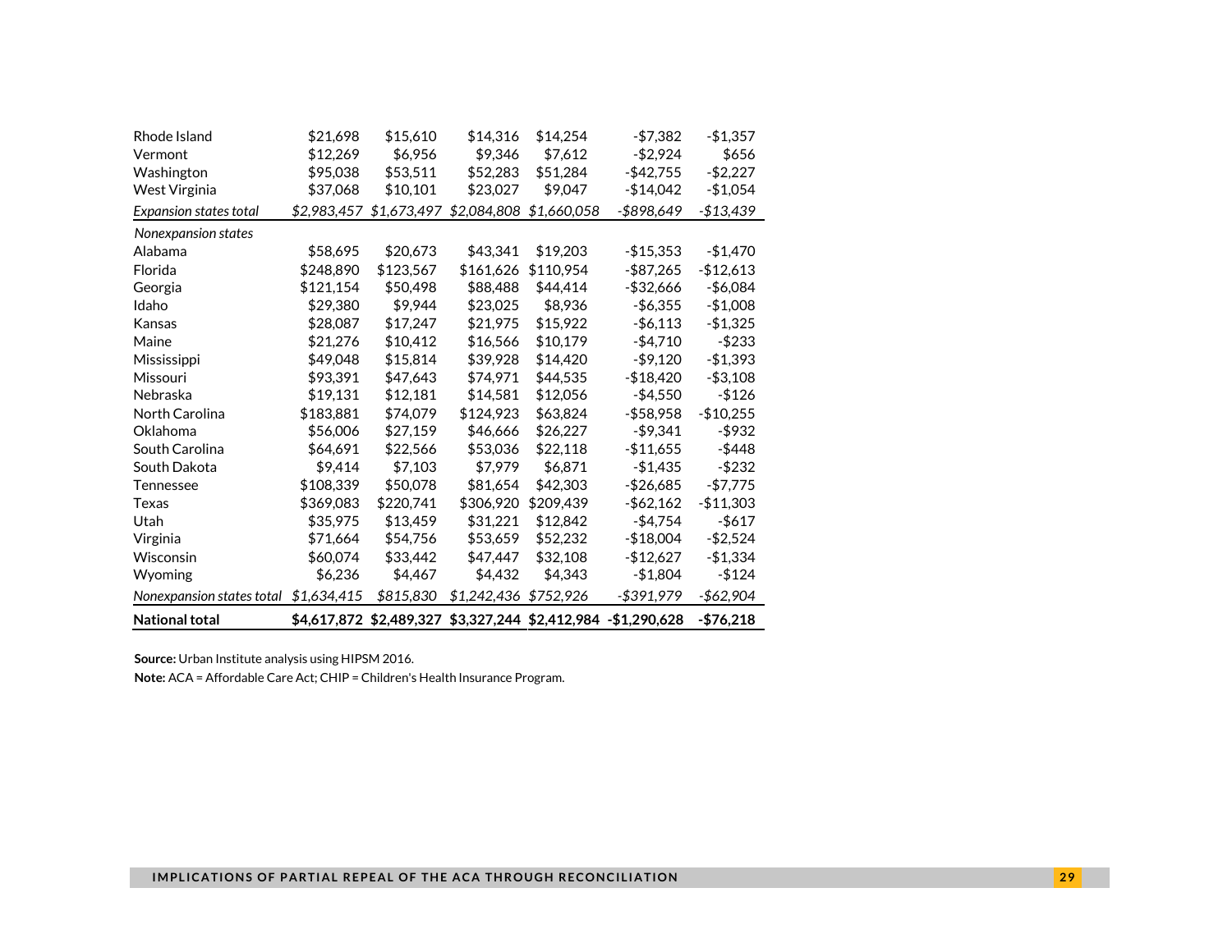| | | | | | | |
|---|---|---|---|---|---|---|
| Rhode Island | $21,698 | $15,610 | $14,316 | $14,254 | -$7,382 | -$1,357 |
| Vermont | $12,269 | $6,956 | $9,346 | $7,612 | -$2,924 | $656 |
| Washington | $95,038 | $53,511 | $52,283 | $51,284 | -$42,755 | -$2,227 |
| West Virginia | $37,068 | $10,101 | $23,027 | $9,047 | -$14,042 | -$1,054 |
| *Expansion states total* | *$2,983,457* | *$1,673,497* | *$2,084,808* | *$1,660,058* | *-$898,649* | *-$13,439* |
| *Nonexpansion states* | | | | | | |
| Alabama | $58,695 | $20,673 | $43,341 | $19,203 | -$15,353 | -$1,470 |
| Florida | $248,890 | $123,567 | $161,626 | $110,954 | -$87,265 | -$12,613 |
| Georgia | $121,154 | $50,498 | $88,488 | $44,414 | -$32,666 | -$6,084 |
| Idaho | $29,380 | $9,944 | $23,025 | $8,936 | -$6,355 | -$1,008 |
| Kansas | $28,087 | $17,247 | $21,975 | $15,922 | -$6,113 | -$1,325 |
| Maine | $21,276 | $10,412 | $16,566 | $10,179 | -$4,710 | -$233 |
| Mississippi | $49,048 | $15,814 | $39,928 | $14,420 | -$9,120 | -$1,393 |
| Missouri | $93,391 | $47,643 | $74,971 | $44,535 | -$18,420 | -$3,108 |
| Nebraska | $19,131 | $12,181 | $14,581 | $12,056 | -$4,550 | -$126 |
| North Carolina | $183,881 | $74,079 | $124,923 | $63,824 | -$58,958 | -$10,255 |
| Oklahoma | $56,006 | $27,159 | $46,666 | $26,227 | -$9,341 | -$932 |
| South Carolina | $64,691 | $22,566 | $53,036 | $22,118 | -$11,655 | -$448 |
| South Dakota | $9,414 | $7,103 | $7,979 | $6,871 | -$1,435 | -$232 |
| Tennessee | $108,339 | $50,078 | $81,654 | $42,303 | -$26,685 | -$7,775 |
| Texas | $369,083 | $220,741 | $306,920 | $209,439 | -$62,162 | -$11,303 |
| Utah | $35,975 | $13,459 | $31,221 | $12,842 | -$4,754 | -$617 |
| Virginia | $71,664 | $54,756 | $53,659 | $52,232 | -$18,004 | -$2,524 |
| Wisconsin | $60,074 | $33,442 | $47,447 | $32,108 | -$12,627 | -$1,334 |
| Wyoming | $6,236 | $4,467 | $4,432 | $4,343 | -$1,804 | -$124 |
| *Nonexpansion states total* | *$1,634,415* | *$815,830* | *$1,242,436* | *$752,926* | *-$391,979* | *-$62,904* |
| **National total** | **$4,617,872** | **$2,489,327** | **$3,327,244** | **$2,412,984** | **-$1,290,628** | **-$76,218** |

**Source:** Urban Institute analysis using HIPSM 2016.

**Note:** ACA = Affordable Care Act; CHIP = Children's Health Insurance Program.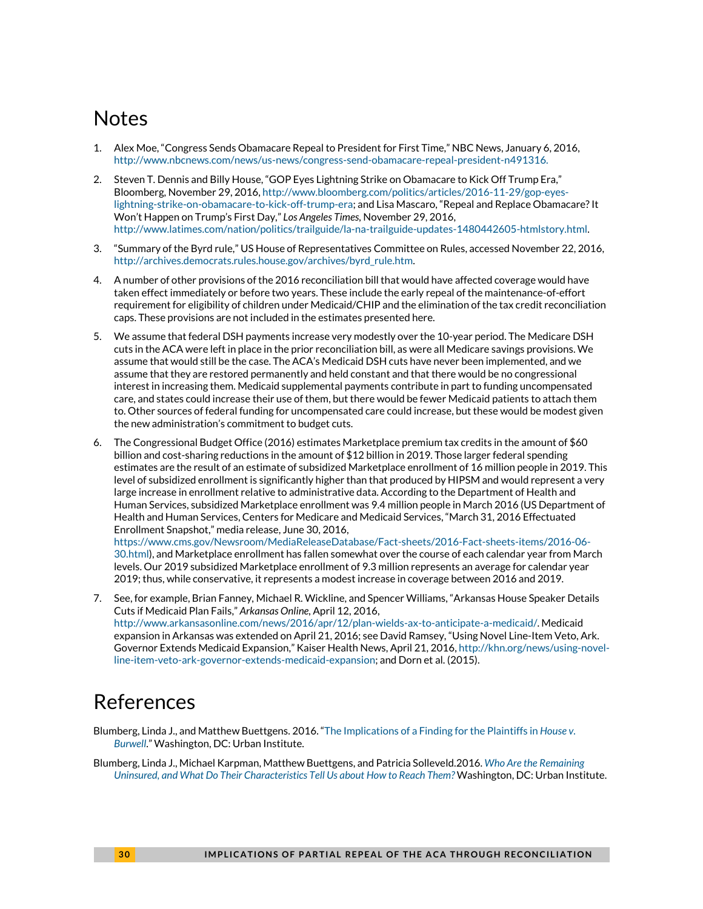# Notes

1. Alex Moe, "Congress Sends Obamacare Repeal to President for First Time," NBC News, January 6, 2016, http://www.nbcnews.com/news/us-news/congress-send-obamacare-repeal-president-n491316.
2. Steven T. Dennis and Billy House, "GOP Eyes Lightning Strike on Obamacare to Kick Off Trump Era," Bloomberg, November 29, 2016, http://www.bloomberg.com/politics/articles/2016-11-29/gop-eyes-lightning-strike-on-obamacare-to-kick-off-trump-era; and Lisa Mascaro, "Repeal and Replace Obamacare? It Won't Happen on Trump's First Day," *Los Angeles Times*, November 29, 2016, http://www.latimes.com/nation/politics/trailguide/la-na-trailguide-updates-1480442605-htmlstory.html.
3. "Summary of the Byrd rule," US House of Representatives Committee on Rules, accessed November 22, 2016, http://archives.democrats.rules.house.gov/archives/byrd_rule.htm.
4. A number of other provisions of the 2016 reconciliation bill that would have affected coverage would have taken effect immediately or before two years. These include the early repeal of the maintenance-of-effort requirement for eligibility of children under Medicaid/CHIP and the elimination of the tax credit reconciliation caps. These provisions are not included in the estimates presented here.
5. We assume that federal DSH payments increase very modestly over the 10-year period. The Medicare DSH cuts in the ACA were left in place in the prior reconciliation bill, as were all Medicare savings provisions. We assume that would still be the case. The ACA's Medicaid DSH cuts have never been implemented, and we assume that they are restored permanently and held constant and that there would be no congressional interest in increasing them. Medicaid supplemental payments contribute in part to funding uncompensated care, and states could increase their use of them, but there would be fewer Medicaid patients to attach them to. Other sources of federal funding for uncompensated care could increase, but these would be modest given the new administration's commitment to budget cuts.
6. The Congressional Budget Office (2016) estimates Marketplace premium tax credits in the amount of $60 billion and cost-sharing reductions in the amount of $12 billion in 2019. Those larger federal spending estimates are the result of an estimate of subsidized Marketplace enrollment of 16 million people in 2019. This level of subsidized enrollment is significantly higher than that produced by HIPSM and would represent a very large increase in enrollment relative to administrative data. According to the Department of Health and Human Services, subsidized Marketplace enrollment was 9.4 million people in March 2016 (US Department of Health and Human Services, Centers for Medicare and Medicaid Services, "March 31, 2016 Effectuated Enrollment Snapshot," media release, June 30, 2016, https://www.cms.gov/Newsroom/MediaReleaseDatabase/Fact-sheets/2016-Fact-sheets-items/2016-06-30.html), and Marketplace enrollment has fallen somewhat over the course of each calendar year from March levels. Our 2019 subsidized Marketplace enrollment of 9.3 million represents an average for calendar year 2019; thus, while conservative, it represents a modest increase in coverage between 2016 and 2019.
7. See, for example, Brian Fanney, Michael R. Wickline, and Spencer Williams, "Arkansas House Speaker Details Cuts if Medicaid Plan Fails," *Arkansas Online*, April 12, 2016, http://www.arkansasonline.com/news/2016/apr/12/plan-wields-ax-to-anticipate-a-medicaid/. Medicaid expansion in Arkansas was extended on April 21, 2016; see David Ramsey, "Using Novel Line-Item Veto, Ark. Governor Extends Medicaid Expansion," Kaiser Health News, April 21, 2016, http://khn.org/news/using-novel-line-item-veto-ark-governor-extends-medicaid-expansion; and Dorn et al. (2015).

# References

Blumberg, Linda J., and Matthew Buettgens. 2016. "The Implications of a Finding for the Plaintiffs in *House v. Burwell*." Washington, DC: Urban Institute.

Blumberg, Linda J., Michael Karpman, Matthew Buettgens, and Patricia Solleveld.2016. *Who Are the Remaining Uninsured, and What Do Their Characteristics Tell Us about How to Reach Them?* Washington, DC: Urban Institute.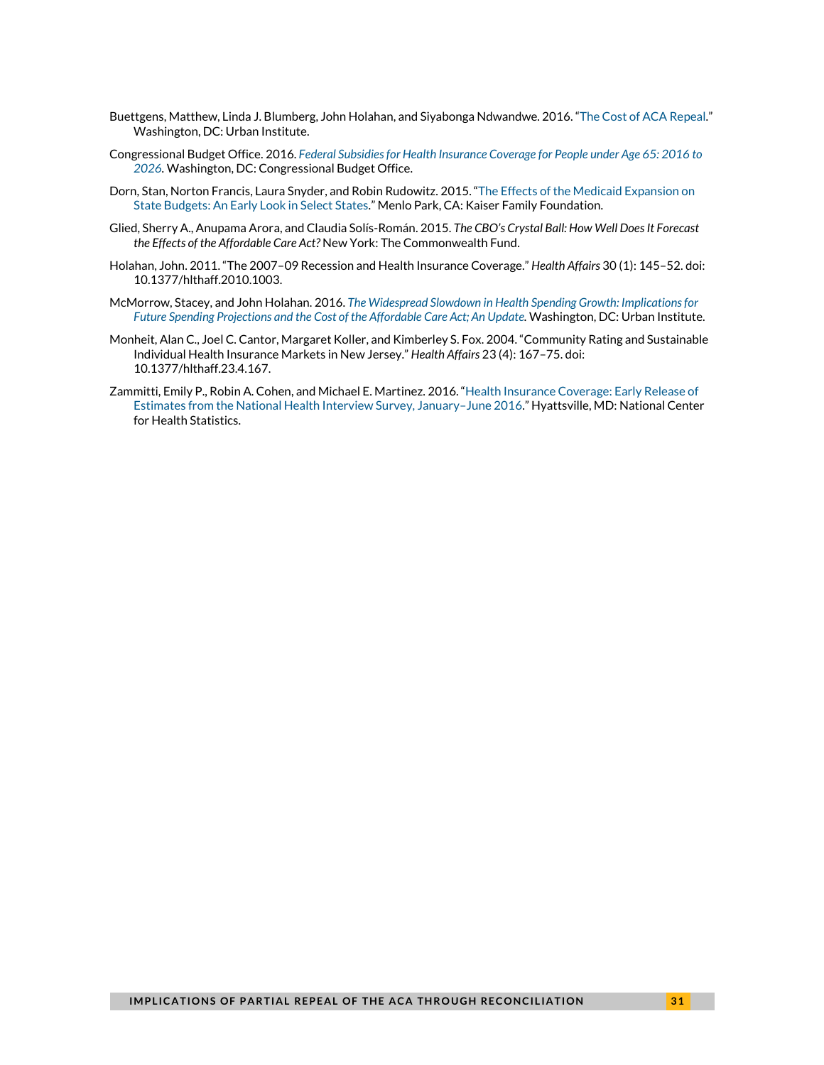Buettgens, Matthew, Linda J. Blumberg, John Holahan, and Siyabonga Ndwandwe. 2016. "The Cost of ACA Repeal." Washington, DC: Urban Institute.

Congressional Budget Office. 2016. *Federal Subsidies for Health Insurance Coverage for People under Age 65: 2016 to 2026*. Washington, DC: Congressional Budget Office.

Dorn, Stan, Norton Francis, Laura Snyder, and Robin Rudowitz. 2015. "The Effects of the Medicaid Expansion on State Budgets: An Early Look in Select States." Menlo Park, CA: Kaiser Family Foundation.

Glied, Sherry A., Anupama Arora, and Claudia Solís-Román. 2015. *The CBO's Crystal Ball: How Well Does It Forecast the Effects of the Affordable Care Act?* New York: The Commonwealth Fund.

Holahan, John. 2011. "The 2007–09 Recession and Health Insurance Coverage." *Health Affairs* 30 (1): 145–52. doi: 10.1377/hlthaff.2010.1003.

McMorrow, Stacey, and John Holahan. 2016. *The Widespread Slowdown in Health Spending Growth: Implications for Future Spending Projections and the Cost of the Affordable Care Act; An Update.* Washington, DC: Urban Institute.

Monheit, Alan C., Joel C. Cantor, Margaret Koller, and Kimberley S. Fox. 2004. "Community Rating and Sustainable Individual Health Insurance Markets in New Jersey." *Health Affairs* 23 (4): 167–75. doi: 10.1377/hlthaff.23.4.167.

Zammitti, Emily P., Robin A. Cohen, and Michael E. Martinez. 2016. "Health Insurance Coverage: Early Release of Estimates from the National Health Interview Survey, January–June 2016." Hyattsville, MD: National Center for Health Statistics.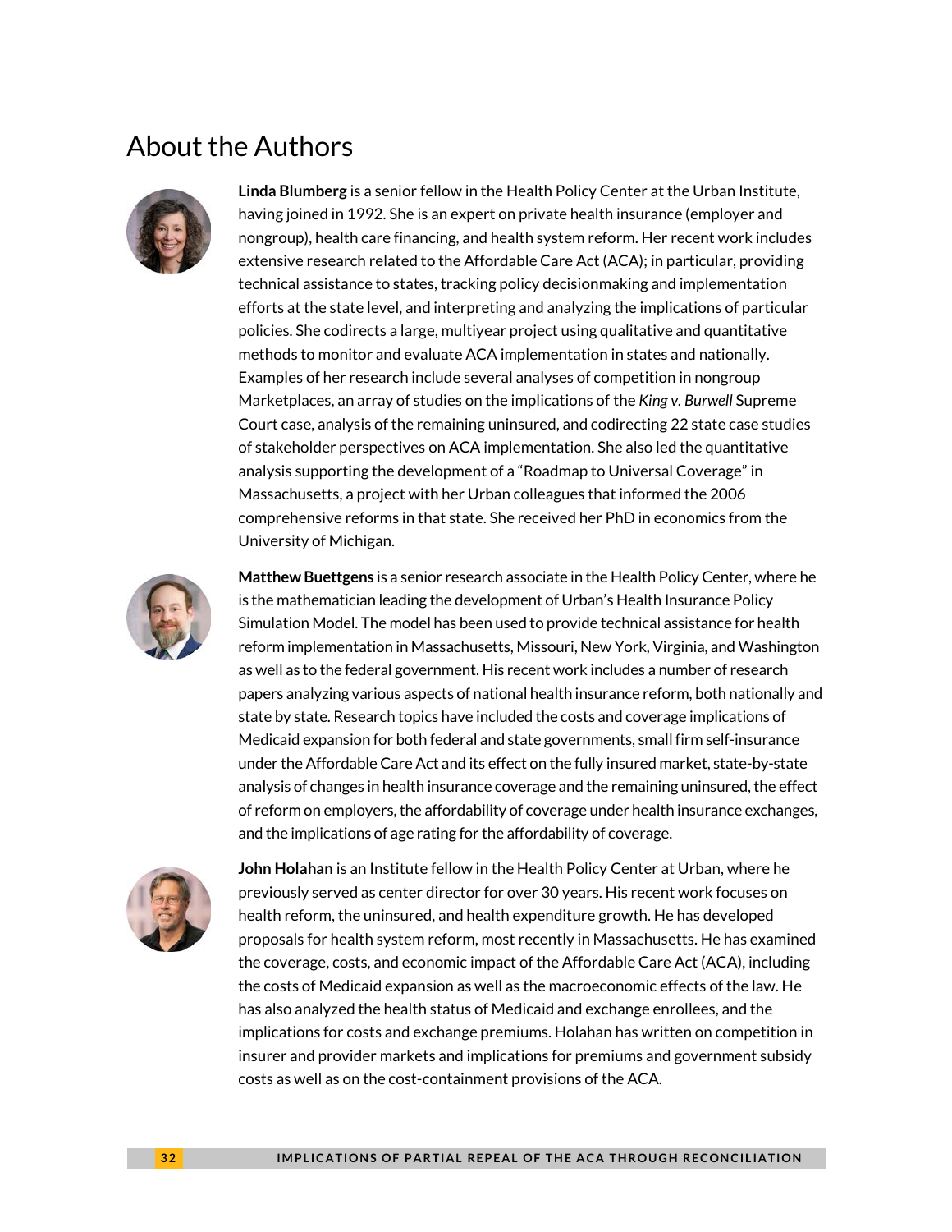## About the Authors

**Linda Blumberg** is a senior fellow in the Health Policy Center at the Urban Institute, having joined in 1992. She is an expert on private health insurance (employer and nongroup), health care financing, and health system reform. Her recent work includes extensive research related to the Affordable Care Act (ACA); in particular, providing technical assistance to states, tracking policy decisionmaking and implementation efforts at the state level, and interpreting and analyzing the implications of particular policies. She codirects a large, multiyear project using qualitative and quantitative methods to monitor and evaluate ACA implementation in states and nationally. Examples of her research include several analyses of competition in nongroup Marketplaces, an array of studies on the implications of the *King v. Burwell* Supreme Court case, analysis of the remaining uninsured, and codirecting 22 state case studies of stakeholder perspectives on ACA implementation. She also led the quantitative analysis supporting the development of a "Roadmap to Universal Coverage" in Massachusetts, a project with her Urban colleagues that informed the 2006 comprehensive reforms in that state. She received her PhD in economics from the University of Michigan.

**Matthew Buettgens** is a senior research associate in the Health Policy Center, where he is the mathematician leading the development of Urban's Health Insurance Policy Simulation Model. The model has been used to provide technical assistance for health reform implementation in Massachusetts, Missouri, New York, Virginia, and Washington as well as to the federal government. His recent work includes a number of research papers analyzing various aspects of national health insurance reform, both nationally and state by state. Research topics have included the costs and coverage implications of Medicaid expansion for both federal and state governments, small firm self-insurance under the Affordable Care Act and its effect on the fully insured market, state-by-state analysis of changes in health insurance coverage and the remaining uninsured, the effect of reform on employers, the affordability of coverage under health insurance exchanges, and the implications of age rating for the affordability of coverage.

**John Holahan** is an Institute fellow in the Health Policy Center at Urban, where he previously served as center director for over 30 years. His recent work focuses on health reform, the uninsured, and health expenditure growth. He has developed proposals for health system reform, most recently in Massachusetts. He has examined the coverage, costs, and economic impact of the Affordable Care Act (ACA), including the costs of Medicaid expansion as well as the macroeconomic effects of the law. He has also analyzed the health status of Medicaid and exchange enrollees, and the implications for costs and exchange premiums. Holahan has written on competition in insurer and provider markets and implications for premiums and government subsidy costs as well as on the cost-containment provisions of the ACA.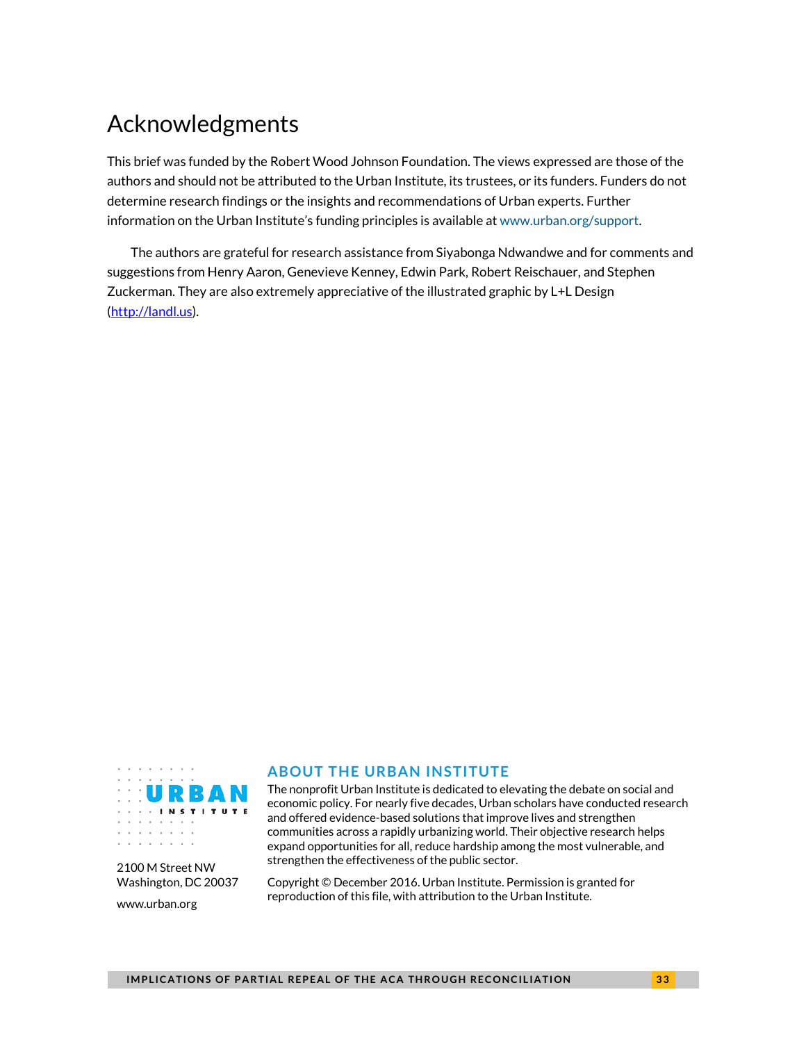# Acknowledgments

This brief was funded by the Robert Wood Johnson Foundation. The views expressed are those of the authors and should not be attributed to the Urban Institute, its trustees, or its funders. Funders do not determine research findings or the insights and recommendations of Urban experts. Further information on the Urban Institute's funding principles is available at www.urban.org/support.

The authors are grateful for research assistance from Siyabonga Ndwandwe and for comments and suggestions from Henry Aaron, Genevieve Kenney, Edwin Park, Robert Reischauer, and Stephen Zuckerman. They are also extremely appreciative of the illustrated graphic by L+L Design (http://landl.us).

URBAN INSTITUTE

2100 M Street NW
Washington, DC 20037

www.urban.org

## ABOUT THE URBAN INSTITUTE

The nonprofit Urban Institute is dedicated to elevating the debate on social and economic policy. For nearly five decades, Urban scholars have conducted research and offered evidence-based solutions that improve lives and strengthen communities across a rapidly urbanizing world. Their objective research helps expand opportunities for all, reduce hardship among the most vulnerable, and strengthen the effectiveness of the public sector.

Copyright © December 2016. Urban Institute. Permission is granted for reproduction of this file, with attribution to the Urban Institute.